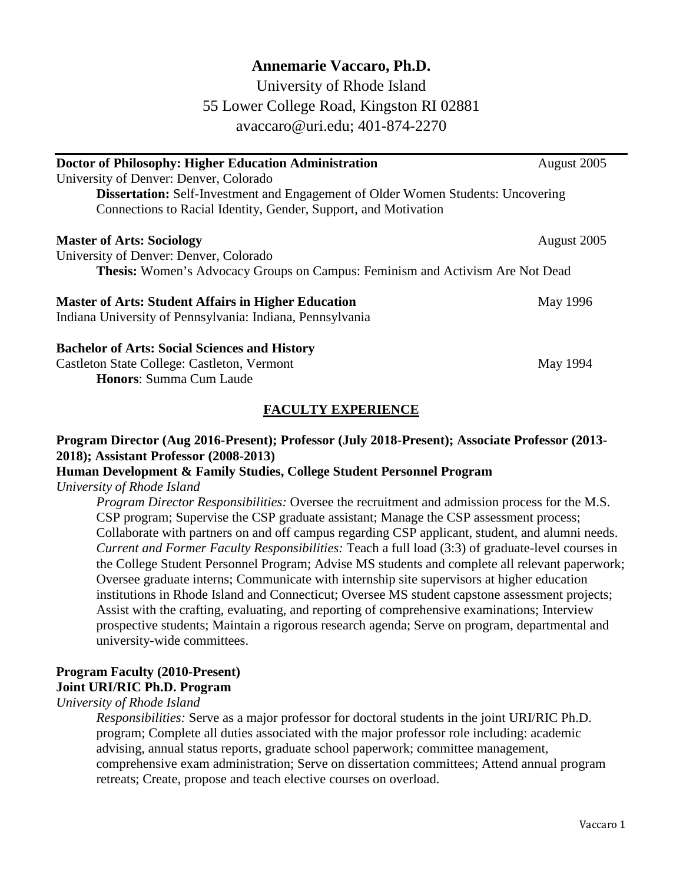# Annemarie Vaccaro, Ph.D.

University of Rhode Island
55 Lower College Road, Kingston RI 02881
avaccaro@uri.edu; 401-874-2270

---

**Doctor of Philosophy: Higher Education Administration** — August 2005
University of Denver: Denver, Colorado
**Dissertation:** Self-Investment and Engagement of Older Women Students: Uncovering Connections to Racial Identity, Gender, Support, and Motivation

**Master of Arts: Sociology** — August 2005
University of Denver: Denver, Colorado
**Thesis:** Women's Advocacy Groups on Campus: Feminism and Activism Are Not Dead

**Master of Arts: Student Affairs in Higher Education** — May 1996
Indiana University of Pennsylvania: Indiana, Pennsylvania

**Bachelor of Arts: Social Sciences and History**
Castleton State College: Castleton, Vermont — May 1994
**Honors**: Summa Cum Laude

## FACULTY EXPERIENCE

**Program Director (Aug 2016-Present); Professor (July 2018-Present); Associate Professor (2013-2018); Assistant Professor (2008-2013)**
**Human Development & Family Studies, College Student Personnel Program**
*University of Rhode Island*

*Program Director Responsibilities:* Oversee the recruitment and admission process for the M.S. CSP program; Supervise the CSP graduate assistant; Manage the CSP assessment process; Collaborate with partners on and off campus regarding CSP applicant, student, and alumni needs.
*Current and Former Faculty Responsibilities:* Teach a full load (3:3) of graduate-level courses in the College Student Personnel Program; Advise MS students and complete all relevant paperwork; Oversee graduate interns; Communicate with internship site supervisors at higher education institutions in Rhode Island and Connecticut; Oversee MS student capstone assessment projects; Assist with the crafting, evaluating, and reporting of comprehensive examinations; Interview prospective students; Maintain a rigorous research agenda; Serve on program, departmental and university-wide committees.

**Program Faculty (2010-Present)**
**Joint URI/RIC Ph.D. Program**
*University of Rhode Island*

*Responsibilities:* Serve as a major professor for doctoral students in the joint URI/RIC Ph.D. program; Complete all duties associated with the major professor role including: academic advising, annual status reports, graduate school paperwork; committee management, comprehensive exam administration; Serve on dissertation committees; Attend annual program retreats; Create, propose and teach elective courses on overload.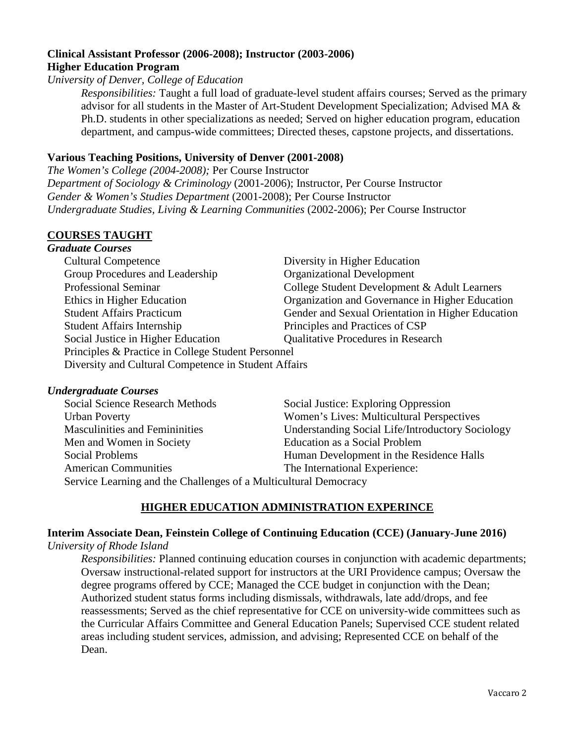**Clinical Assistant Professor (2006-2008); Instructor (2003-2006)**
**Higher Education Program**
*University of Denver, College of Education*

> *Responsibilities:* Taught a full load of graduate-level student affairs courses; Served as the primary advisor for all students in the Master of Art-Student Development Specialization; Advised MA & Ph.D. students in other specializations as needed; Served on higher education program, education department, and campus-wide committees; Directed theses, capstone projects, and dissertations.

**Various Teaching Positions, University of Denver (2001-2008)**
*The Women's College (2004-2008);* Per Course Instructor
*Department of Sociology & Criminology* (2001-2006); Instructor, Per Course Instructor
*Gender & Women's Studies Department* (2001-2008); Per Course Instructor
*Undergraduate Studies, Living & Learning Communities* (2002-2006); Per Course Instructor

## COURSES TAUGHT

### *Graduate Courses*

- Cultural Competence
- Group Procedures and Leadership
- Professional Seminar
- Ethics in Higher Education
- Student Affairs Practicum
- Student Affairs Internship
- Social Justice in Higher Education
- Diversity in Higher Education
- Organizational Development
- College Student Development & Adult Learners
- Organization and Governance in Higher Education
- Gender and Sexual Orientation in Higher Education
- Principles and Practices of CSP
- Qualitative Procedures in Research
- Principles & Practice in College Student Personnel
- Diversity and Cultural Competence in Student Affairs

### *Undergraduate Courses*

- Social Science Research Methods
- Urban Poverty
- Masculinities and Femininities
- Men and Women in Society
- Social Problems
- American Communities
- Social Justice: Exploring Oppression
- Women's Lives: Multicultural Perspectives
- Understanding Social Life/Introductory Sociology
- Education as a Social Problem
- Human Development in the Residence Halls
- The International Experience: Service Learning and the Challenges of a Multicultural Democracy

## HIGHER EDUCATION ADMINISTRATION EXPERINCE

**Interim Associate Dean, Feinstein College of Continuing Education (CCE) (January-June 2016)**
*University of Rhode Island*

> *Responsibilities:* Planned continuing education courses in conjunction with academic departments; Oversaw instructional-related support for instructors at the URI Providence campus; Oversaw the degree programs offered by CCE; Managed the CCE budget in conjunction with the Dean; Authorized student status forms including dismissals, withdrawals, late add/drops, and fee reassessments; Served as the chief representative for CCE on university-wide committees such as the Curricular Affairs Committee and General Education Panels; Supervised CCE student related areas including student services, admission, and advising; Represented CCE on behalf of the Dean.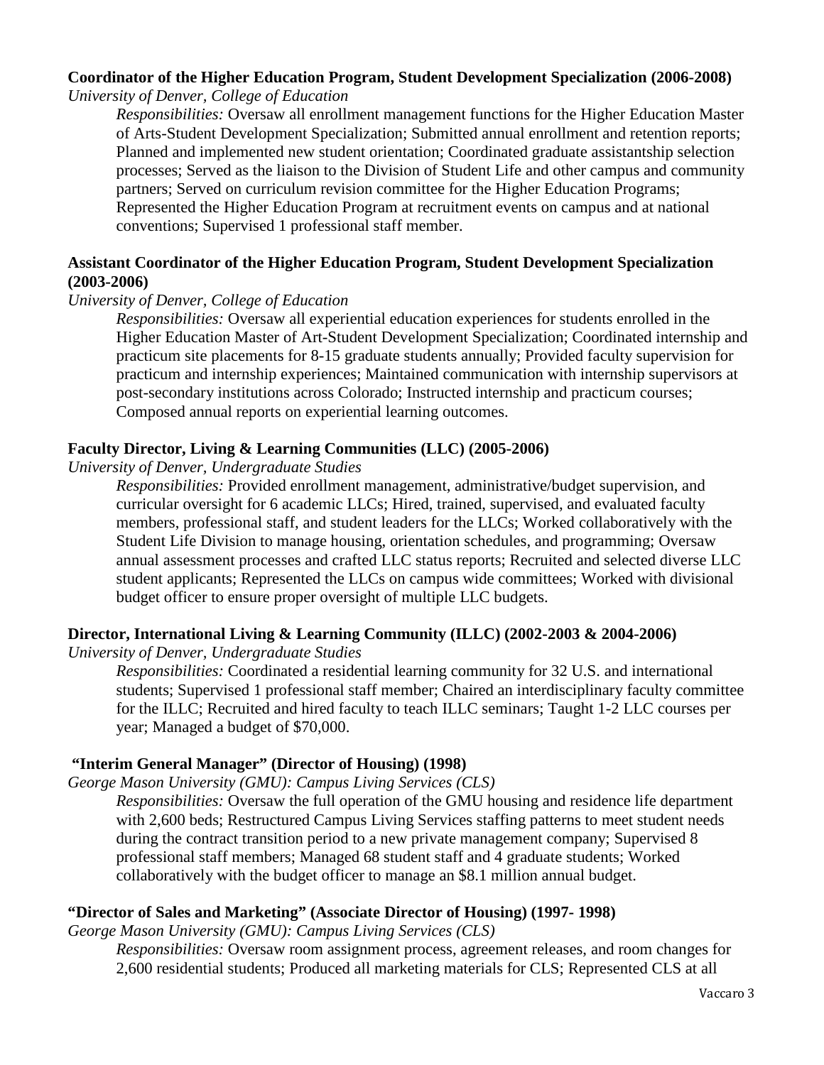**Coordinator of the Higher Education Program, Student Development Specialization (2006-2008)**
*University of Denver, College of Education*

*Responsibilities:* Oversaw all enrollment management functions for the Higher Education Master of Arts-Student Development Specialization; Submitted annual enrollment and retention reports; Planned and implemented new student orientation; Coordinated graduate assistantship selection processes; Served as the liaison to the Division of Student Life and other campus and community partners; Served on curriculum revision committee for the Higher Education Programs; Represented the Higher Education Program at recruitment events on campus and at national conventions; Supervised 1 professional staff member.

**Assistant Coordinator of the Higher Education Program, Student Development Specialization (2003-2006)**
*University of Denver, College of Education*

*Responsibilities:* Oversaw all experiential education experiences for students enrolled in the Higher Education Master of Art-Student Development Specialization; Coordinated internship and practicum site placements for 8-15 graduate students annually; Provided faculty supervision for practicum and internship experiences; Maintained communication with internship supervisors at post-secondary institutions across Colorado; Instructed internship and practicum courses; Composed annual reports on experiential learning outcomes.

**Faculty Director, Living & Learning Communities (LLC) (2005-2006)**
*University of Denver, Undergraduate Studies*

*Responsibilities:* Provided enrollment management, administrative/budget supervision, and curricular oversight for 6 academic LLCs; Hired, trained, supervised, and evaluated faculty members, professional staff, and student leaders for the LLCs; Worked collaboratively with the Student Life Division to manage housing, orientation schedules, and programming; Oversaw annual assessment processes and crafted LLC status reports; Recruited and selected diverse LLC student applicants; Represented the LLCs on campus wide committees; Worked with divisional budget officer to ensure proper oversight of multiple LLC budgets.

**Director, International Living & Learning Community (ILLC) (2002-2003 & 2004-2006)**
*University of Denver, Undergraduate Studies*

*Responsibilities:* Coordinated a residential learning community for 32 U.S. and international students; Supervised 1 professional staff member; Chaired an interdisciplinary faculty committee for the ILLC; Recruited and hired faculty to teach ILLC seminars; Taught 1-2 LLC courses per year; Managed a budget of $70,000.

**"Interim General Manager" (Director of Housing) (1998)**
*George Mason University (GMU): Campus Living Services (CLS)*

*Responsibilities:* Oversaw the full operation of the GMU housing and residence life department with 2,600 beds; Restructured Campus Living Services staffing patterns to meet student needs during the contract transition period to a new private management company; Supervised 8 professional staff members; Managed 68 student staff and 4 graduate students; Worked collaboratively with the budget officer to manage an $8.1 million annual budget.

**"Director of Sales and Marketing" (Associate Director of Housing) (1997- 1998)**
*George Mason University (GMU): Campus Living Services (CLS)*

*Responsibilities:* Oversaw room assignment process, agreement releases, and room changes for 2,600 residential students; Produced all marketing materials for CLS; Represented CLS at all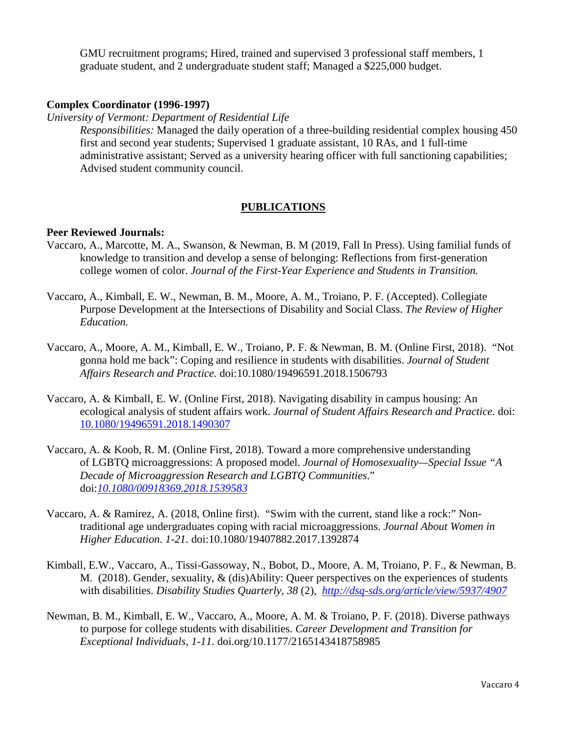GMU recruitment programs; Hired, trained and supervised 3 professional staff members, 1 graduate student, and 2 undergraduate student staff; Managed a $225,000 budget.

**Complex Coordinator (1996-1997)**

*University of Vermont: Department of Residential Life*

*Responsibilities:* Managed the daily operation of a three-building residential complex housing 450 first and second year students; Supervised 1 graduate assistant, 10 RAs, and 1 full-time administrative assistant; Served as a university hearing officer with full sanctioning capabilities; Advised student community council.

## PUBLICATIONS

**Peer Reviewed Journals:**

Vaccaro, A., Marcotte, M. A., Swanson, & Newman, B. M (2019, Fall In Press). Using familial funds of knowledge to transition and develop a sense of belonging: Reflections from first-generation college women of color. *Journal of the First-Year Experience and Students in Transition.*

Vaccaro, A., Kimball, E. W., Newman, B. M., Moore, A. M., Troiano, P. F. (Accepted). Collegiate Purpose Development at the Intersections of Disability and Social Class. *The Review of Higher Education.*

Vaccaro, A., Moore, A. M., Kimball, E. W., Troiano, P. F. & Newman, B. M. (Online First, 2018). "Not gonna hold me back": Coping and resilience in students with disabilities. *Journal of Student Affairs Research and Practice.* doi:10.1080/19496591.2018.1506793

Vaccaro, A. & Kimball, E. W. (Online First, 2018). Navigating disability in campus housing: An ecological analysis of student affairs work. *Journal of Student Affairs Research and Practice.* doi: 10.1080/19496591.2018.1490307

Vaccaro, A. & Koob, R. M. (Online First, 2018). Toward a more comprehensive understanding of LGBTQ microaggressions: A proposed model. *Journal of Homosexuality—Special Issue "A Decade of Microaggression Research and LGBTQ Communities*." doi:*10.1080/00918369.2018.1539583*

Vaccaro, A. & Ramirez, A. (2018, Online first). "Swim with the current, stand like a rock:" Non-traditional age undergraduates coping with racial microaggressions. *Journal About Women in Higher Education. 1-21.* doi:10.1080/19407882.2017.1392874

Kimball, E.W., Vaccaro, A., Tissi-Gassoway, N., Bobot, D., Moore, A. M, Troiano, P. F., & Newman, B. M. (2018). Gender, sexuality, & (dis)Ability: Queer perspectives on the experiences of students with disabilities. *Disability Studies Quarterly, 38* (2), *http://dsq-sds.org/article/view/5937/4907*

Newman, B. M., Kimball, E. W., Vaccaro, A., Moore, A. M. & Troiano, P. F. (2018). Diverse pathways to purpose for college students with disabilities. *Career Development and Transition for Exceptional Individuals, 1-11.* doi.org/10.1177/2165143418758985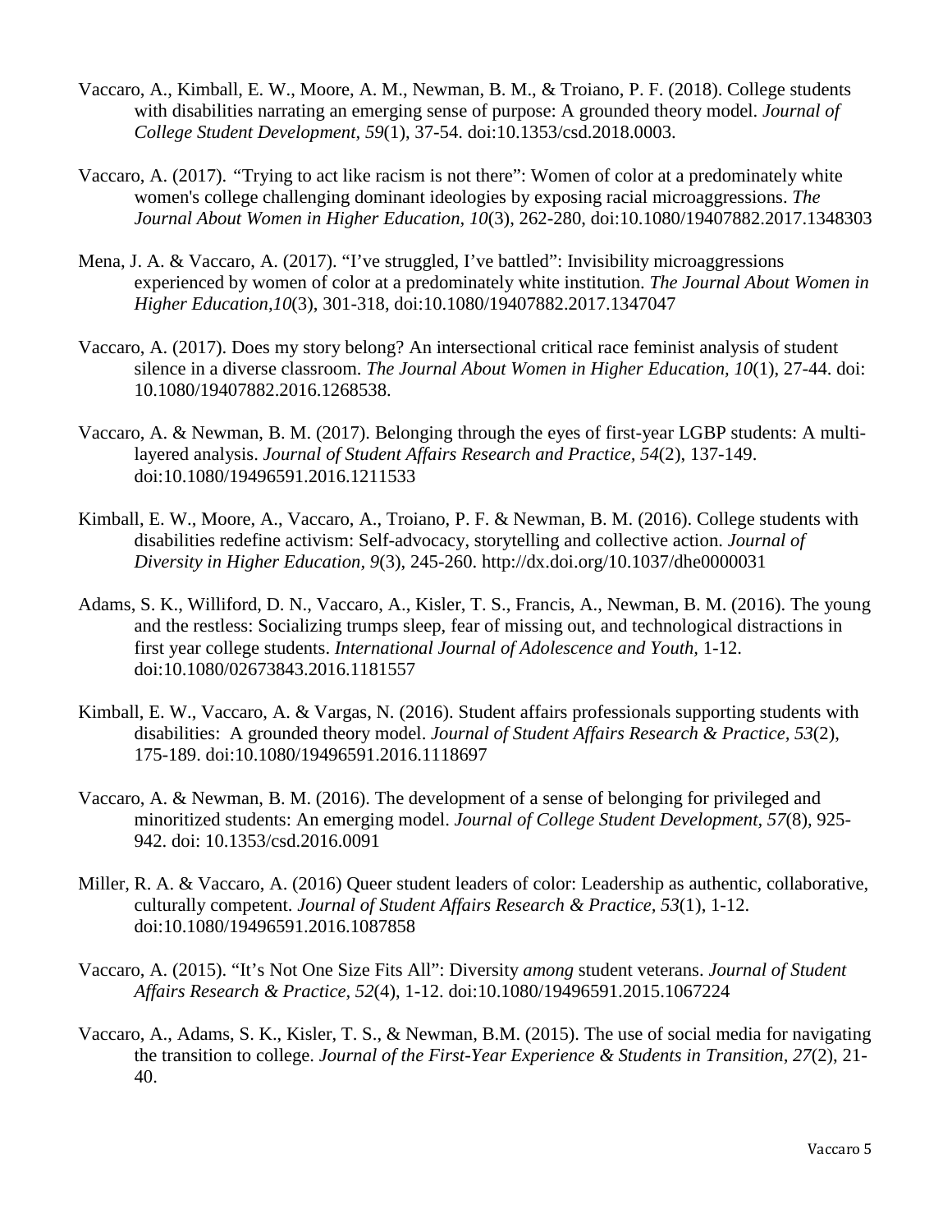Vaccaro, A., Kimball, E. W., Moore, A. M., Newman, B. M., & Troiano, P. F. (2018). College students with disabilities narrating an emerging sense of purpose: A grounded theory model. *Journal of College Student Development, 59*(1), 37-54. doi:10.1353/csd.2018.0003.

Vaccaro, A. (2017). "Trying to act like racism is not there": Women of color at a predominately white women's college challenging dominant ideologies by exposing racial microaggressions. *The Journal About Women in Higher Education, 10*(3), 262-280, doi:10.1080/19407882.2017.1348303

Mena, J. A. & Vaccaro, A. (2017). "I've struggled, I've battled": Invisibility microaggressions experienced by women of color at a predominately white institution. *The Journal About Women in Higher Education,10*(3), 301-318, doi:10.1080/19407882.2017.1347047

Vaccaro, A. (2017). Does my story belong? An intersectional critical race feminist analysis of student silence in a diverse classroom. *The Journal About Women in Higher Education, 10*(1), 27-44. doi: 10.1080/19407882.2016.1268538.

Vaccaro, A. & Newman, B. M. (2017). Belonging through the eyes of first-year LGBP students: A multi-layered analysis. *Journal of Student Affairs Research and Practice, 54*(2), 137-149. doi:10.1080/19496591.2016.1211533

Kimball, E. W., Moore, A., Vaccaro, A., Troiano, P. F. & Newman, B. M. (2016). College students with disabilities redefine activism: Self-advocacy, storytelling and collective action. *Journal of Diversity in Higher Education, 9*(3), 245-260. http://dx.doi.org/10.1037/dhe0000031

Adams, S. K., Williford, D. N., Vaccaro, A., Kisler, T. S., Francis, A., Newman, B. M. (2016). The young and the restless: Socializing trumps sleep, fear of missing out, and technological distractions in first year college students. *International Journal of Adolescence and Youth,* 1-12. doi:10.1080/02673843.2016.1181557

Kimball, E. W., Vaccaro, A. & Vargas, N. (2016). Student affairs professionals supporting students with disabilities: A grounded theory model. *Journal of Student Affairs Research & Practice, 53*(2), 175-189. doi:10.1080/19496591.2016.1118697

Vaccaro, A. & Newman, B. M. (2016). The development of a sense of belonging for privileged and minoritized students: An emerging model. *Journal of College Student Development, 57*(8), 925-942. doi: 10.1353/csd.2016.0091

Miller, R. A. & Vaccaro, A. (2016) Queer student leaders of color: Leadership as authentic, collaborative, culturally competent. *Journal of Student Affairs Research & Practice, 53*(1), 1-12. doi:10.1080/19496591.2016.1087858

Vaccaro, A. (2015). "It's Not One Size Fits All": Diversity *among* student veterans. *Journal of Student Affairs Research & Practice, 52*(4), 1-12. doi:10.1080/19496591.2015.1067224

Vaccaro, A., Adams, S. K., Kisler, T. S., & Newman, B.M. (2015). The use of social media for navigating the transition to college. *Journal of the First-Year Experience & Students in Transition, 27*(2), 21-40.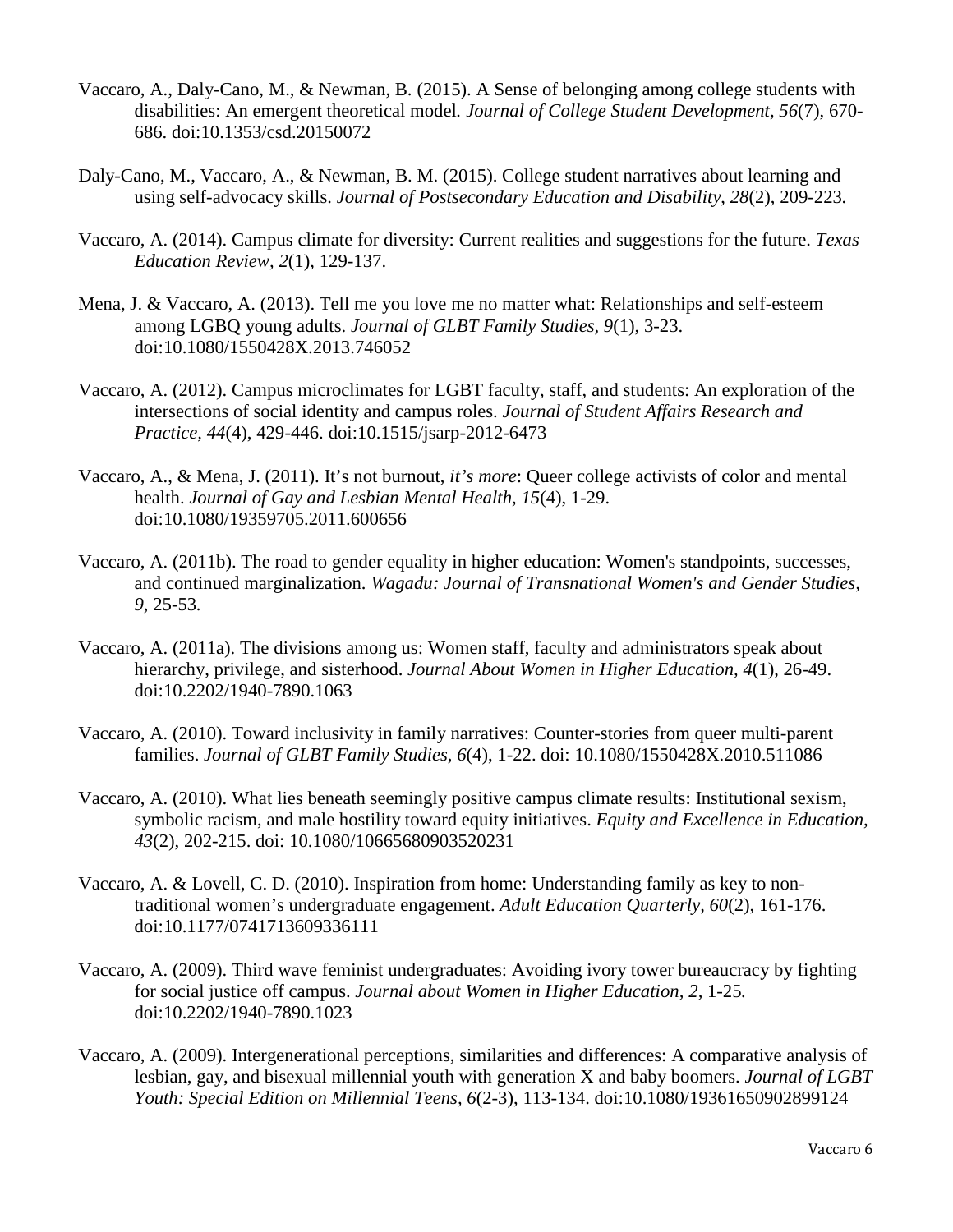Vaccaro, A., Daly-Cano, M., & Newman, B. (2015). A Sense of belonging among college students with disabilities: An emergent theoretical model. *Journal of College Student Development, 56*(7), 670-686. doi:10.1353/csd.20150072

Daly-Cano, M., Vaccaro, A., & Newman, B. M. (2015). College student narratives about learning and using self-advocacy skills. *Journal of Postsecondary Education and Disability, 28*(2), 209-223.

Vaccaro, A. (2014). Campus climate for diversity: Current realities and suggestions for the future. *Texas Education Review, 2*(1), 129-137.

Mena, J. & Vaccaro, A. (2013). Tell me you love me no matter what: Relationships and self-esteem among LGBQ young adults. *Journal of GLBT Family Studies, 9*(1), 3-23. doi:10.1080/1550428X.2013.746052

Vaccaro, A. (2012). Campus microclimates for LGBT faculty, staff, and students: An exploration of the intersections of social identity and campus roles. *Journal of Student Affairs Research and Practice, 44*(4), 429-446. doi:10.1515/jsarp-2012-6473

Vaccaro, A., & Mena, J. (2011). It's not burnout, *it's more*: Queer college activists of color and mental health. *Journal of Gay and Lesbian Mental Health, 15*(4), 1-29. doi:10.1080/19359705.2011.600656

Vaccaro, A. (2011b). The road to gender equality in higher education: Women's standpoints, successes, and continued marginalization. *Wagadu: Journal of Transnational Women's and Gender Studies, 9*, 25-53.

Vaccaro, A. (2011a). The divisions among us: Women staff, faculty and administrators speak about hierarchy, privilege, and sisterhood. *Journal About Women in Higher Education, 4*(1), 26-49. doi:10.2202/1940-7890.1063

Vaccaro, A. (2010). Toward inclusivity in family narratives: Counter-stories from queer multi-parent families. *Journal of GLBT Family Studies, 6*(4), 1-22. doi: 10.1080/1550428X.2010.511086

Vaccaro, A. (2010). What lies beneath seemingly positive campus climate results: Institutional sexism, symbolic racism, and male hostility toward equity initiatives. *Equity and Excellence in Education, 43*(2), 202-215. doi: 10.1080/10665680903520231

Vaccaro, A. & Lovell, C. D. (2010). Inspiration from home: Understanding family as key to non-traditional women's undergraduate engagement. *Adult Education Quarterly, 60*(2), 161-176. doi:10.1177/0741713609336111

Vaccaro, A. (2009). Third wave feminist undergraduates: Avoiding ivory tower bureaucracy by fighting for social justice off campus. *Journal about Women in Higher Education, 2*, 1-25. doi:10.2202/1940-7890.1023

Vaccaro, A. (2009). Intergenerational perceptions, similarities and differences: A comparative analysis of lesbian, gay, and bisexual millennial youth with generation X and baby boomers. *Journal of LGBT Youth: Special Edition on Millennial Teens, 6*(2-3), 113-134. doi:10.1080/19361650902899124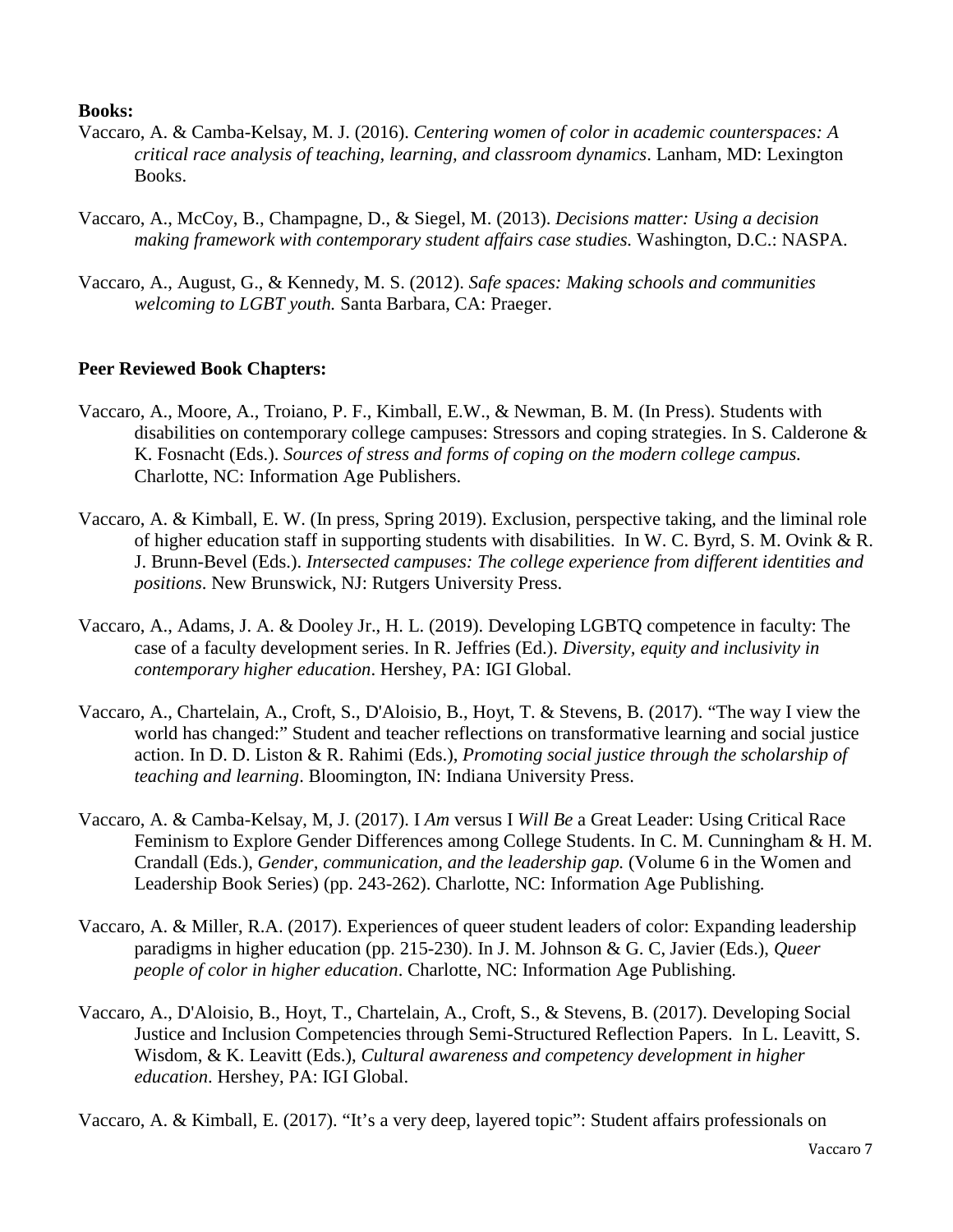**Books:**

Vaccaro, A. & Camba-Kelsay, M. J. (2016). *Centering women of color in academic counterspaces: A critical race analysis of teaching, learning, and classroom dynamics*. Lanham, MD: Lexington Books.

Vaccaro, A., McCoy, B., Champagne, D., & Siegel, M. (2013). *Decisions matter: Using a decision making framework with contemporary student affairs case studies.* Washington, D.C.: NASPA.

Vaccaro, A., August, G., & Kennedy, M. S. (2012). *Safe spaces: Making schools and communities welcoming to LGBT youth.* Santa Barbara, CA: Praeger.

**Peer Reviewed Book Chapters:**

Vaccaro, A., Moore, A., Troiano, P. F., Kimball, E.W., & Newman, B. M. (In Press). Students with disabilities on contemporary college campuses: Stressors and coping strategies. In S. Calderone & K. Fosnacht (Eds.). *Sources of stress and forms of coping on the modern college campus.* Charlotte, NC: Information Age Publishers.

Vaccaro, A. & Kimball, E. W. (In press, Spring 2019). Exclusion, perspective taking, and the liminal role of higher education staff in supporting students with disabilities. In W. C. Byrd, S. M. Ovink & R. J. Brunn-Bevel (Eds.). *Intersected campuses: The college experience from different identities and positions*. New Brunswick, NJ: Rutgers University Press.

Vaccaro, A., Adams, J. A. & Dooley Jr., H. L. (2019). Developing LGBTQ competence in faculty: The case of a faculty development series. In R. Jeffries (Ed.). *Diversity, equity and inclusivity in contemporary higher education*. Hershey, PA: IGI Global.

Vaccaro, A., Chartelain, A., Croft, S., D'Aloisio, B., Hoyt, T. & Stevens, B. (2017). "The way I view the world has changed:" Student and teacher reflections on transformative learning and social justice action. In D. D. Liston & R. Rahimi (Eds.), *Promoting social justice through the scholarship of teaching and learning*. Bloomington, IN: Indiana University Press.

Vaccaro, A. & Camba-Kelsay, M, J. (2017). I *Am* versus I *Will Be* a Great Leader: Using Critical Race Feminism to Explore Gender Differences among College Students. In C. M. Cunningham & H. M. Crandall (Eds.), *Gender, communication, and the leadership gap.* (Volume 6 in the Women and Leadership Book Series) (pp. 243-262). Charlotte, NC: Information Age Publishing.

Vaccaro, A. & Miller, R.A. (2017). Experiences of queer student leaders of color: Expanding leadership paradigms in higher education (pp. 215-230). In J. M. Johnson & G. C, Javier (Eds.), *Queer people of color in higher education*. Charlotte, NC: Information Age Publishing.

Vaccaro, A., D'Aloisio, B., Hoyt, T., Chartelain, A., Croft, S., & Stevens, B. (2017). Developing Social Justice and Inclusion Competencies through Semi-Structured Reflection Papers. In L. Leavitt, S. Wisdom, & K. Leavitt (Eds.), *Cultural awareness and competency development in higher education*. Hershey, PA: IGI Global.

Vaccaro, A. & Kimball, E. (2017). "It's a very deep, layered topic": Student affairs professionals on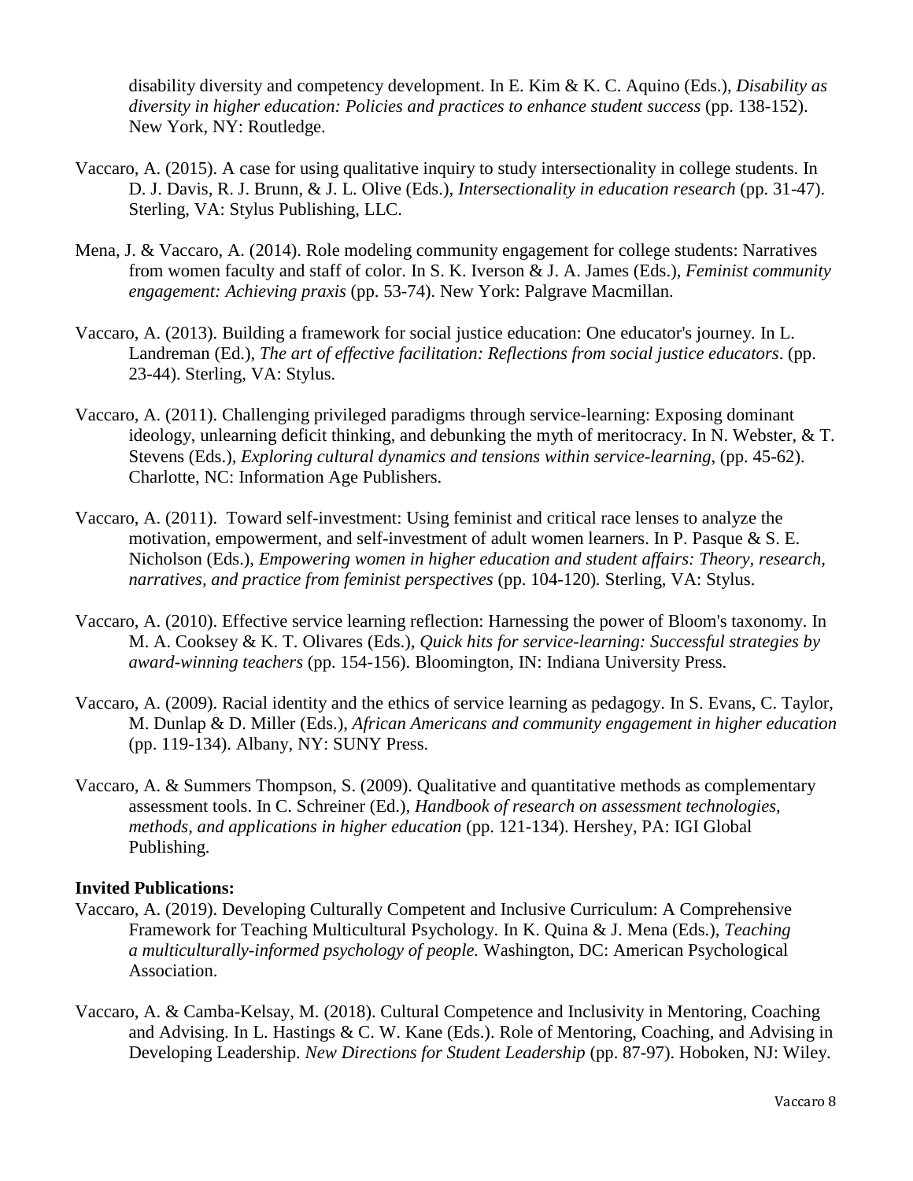disability diversity and competency development. In E. Kim & K. C. Aquino (Eds.), *Disability as diversity in higher education: Policies and practices to enhance student success* (pp. 138-152). New York, NY: Routledge.

Vaccaro, A. (2015). A case for using qualitative inquiry to study intersectionality in college students. In D. J. Davis, R. J. Brunn, & J. L. Olive (Eds.), *Intersectionality in education research* (pp. 31-47). Sterling, VA: Stylus Publishing, LLC.

Mena, J. & Vaccaro, A. (2014). Role modeling community engagement for college students: Narratives from women faculty and staff of color. In S. K. Iverson & J. A. James (Eds.), *Feminist community engagement: Achieving praxis* (pp. 53-74). New York: Palgrave Macmillan.

Vaccaro, A. (2013). Building a framework for social justice education: One educator's journey. In L. Landreman (Ed.), *The art of effective facilitation: Reflections from social justice educators*. (pp. 23-44). Sterling, VA: Stylus.

Vaccaro, A. (2011). Challenging privileged paradigms through service-learning: Exposing dominant ideology, unlearning deficit thinking, and debunking the myth of meritocracy. In N. Webster, & T. Stevens (Eds.), *Exploring cultural dynamics and tensions within service-learning*, (pp. 45-62). Charlotte, NC: Information Age Publishers.

Vaccaro, A. (2011). Toward self-investment: Using feminist and critical race lenses to analyze the motivation, empowerment, and self-investment of adult women learners. In P. Pasque & S. E. Nicholson (Eds.), *Empowering women in higher education and student affairs: Theory, research, narratives, and practice from feminist perspectives* (pp. 104-120)*.* Sterling, VA: Stylus.

Vaccaro, A. (2010). Effective service learning reflection: Harnessing the power of Bloom's taxonomy. In M. A. Cooksey & K. T. Olivares (Eds.), *Quick hits for service-learning: Successful strategies by award-winning teachers* (pp. 154-156). Bloomington, IN: Indiana University Press.

Vaccaro, A. (2009). Racial identity and the ethics of service learning as pedagogy. In S. Evans, C. Taylor, M. Dunlap & D. Miller (Eds.), *African Americans and community engagement in higher education* (pp. 119-134). Albany, NY: SUNY Press.

Vaccaro, A. & Summers Thompson, S. (2009). Qualitative and quantitative methods as complementary assessment tools. In C. Schreiner (Ed.), *Handbook of research on assessment technologies, methods, and applications in higher education* (pp. 121-134). Hershey, PA: IGI Global Publishing.

**Invited Publications:**

Vaccaro, A. (2019). Developing Culturally Competent and Inclusive Curriculum: A Comprehensive Framework for Teaching Multicultural Psychology. In K. Quina & J. Mena (Eds.), *Teaching a multiculturally-informed psychology of people.* Washington, DC: American Psychological Association.

Vaccaro, A. & Camba-Kelsay, M. (2018). Cultural Competence and Inclusivity in Mentoring, Coaching and Advising. In L. Hastings & C. W. Kane (Eds.). Role of Mentoring, Coaching, and Advising in Developing Leadership. *New Directions for Student Leadership* (pp. 87-97). Hoboken, NJ: Wiley.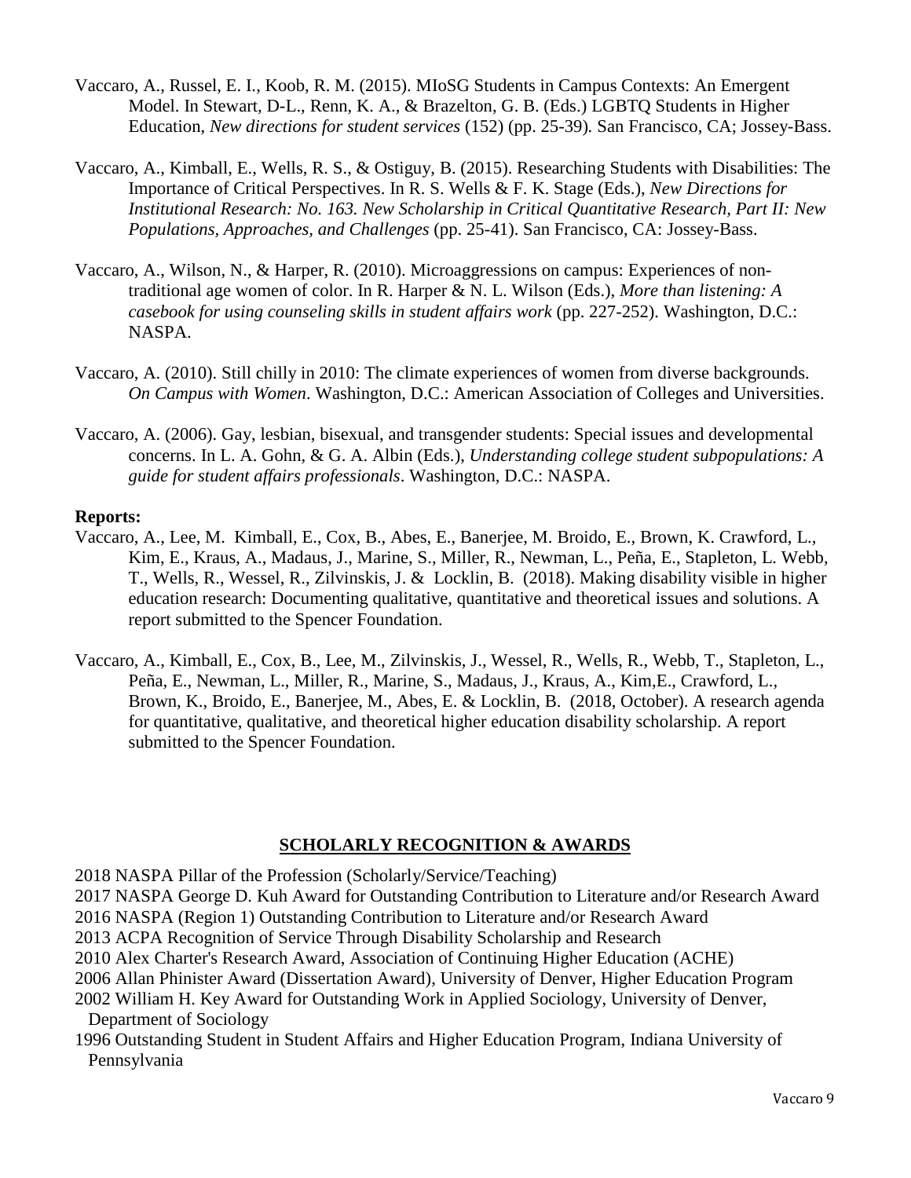Vaccaro, A., Russel, E. I., Koob, R. M. (2015). MIoSG Students in Campus Contexts: An Emergent Model. In Stewart, D-L., Renn, K. A., & Brazelton, G. B. (Eds.) LGBTQ Students in Higher Education, *New directions for student services* (152) (pp. 25-39). San Francisco, CA; Jossey-Bass.

Vaccaro, A., Kimball, E., Wells, R. S., & Ostiguy, B. (2015). Researching Students with Disabilities: The Importance of Critical Perspectives. In R. S. Wells & F. K. Stage (Eds.), *New Directions for Institutional Research: No. 163. New Scholarship in Critical Quantitative Research, Part II: New Populations, Approaches, and Challenges* (pp. 25-41). San Francisco, CA: Jossey-Bass.

Vaccaro, A., Wilson, N., & Harper, R. (2010). Microaggressions on campus: Experiences of non-traditional age women of color. In R. Harper & N. L. Wilson (Eds.), *More than listening: A casebook for using counseling skills in student affairs work* (pp. 227-252). Washington, D.C.: NASPA.

Vaccaro, A. (2010). Still chilly in 2010: The climate experiences of women from diverse backgrounds. *On Campus with Women*. Washington, D.C.: American Association of Colleges and Universities.

Vaccaro, A. (2006). Gay, lesbian, bisexual, and transgender students: Special issues and developmental concerns. In L. A. Gohn, & G. A. Albin (Eds.), *Understanding college student subpopulations: A guide for student affairs professionals*. Washington, D.C.: NASPA.

**Reports:**

Vaccaro, A., Lee, M. Kimball, E., Cox, B., Abes, E., Banerjee, M. Broido, E., Brown, K. Crawford, L., Kim, E., Kraus, A., Madaus, J., Marine, S., Miller, R., Newman, L., Peña, E., Stapleton, L. Webb, T., Wells, R., Wessel, R., Zilvinskis, J. & Locklin, B. (2018). Making disability visible in higher education research: Documenting qualitative, quantitative and theoretical issues and solutions. A report submitted to the Spencer Foundation.

Vaccaro, A., Kimball, E., Cox, B., Lee, M., Zilvinskis, J., Wessel, R., Wells, R., Webb, T., Stapleton, L., Peña, E., Newman, L., Miller, R., Marine, S., Madaus, J., Kraus, A., Kim,E., Crawford, L., Brown, K., Broido, E., Banerjee, M., Abes, E. & Locklin, B. (2018, October). A research agenda for quantitative, qualitative, and theoretical higher education disability scholarship. A report submitted to the Spencer Foundation.

## SCHOLARLY RECOGNITION & AWARDS

2018 NASPA Pillar of the Profession (Scholarly/Service/Teaching)
2017 NASPA George D. Kuh Award for Outstanding Contribution to Literature and/or Research Award
2016 NASPA (Region 1) Outstanding Contribution to Literature and/or Research Award
2013 ACPA Recognition of Service Through Disability Scholarship and Research
2010 Alex Charter's Research Award, Association of Continuing Higher Education (ACHE)
2006 Allan Phinister Award (Dissertation Award), University of Denver, Higher Education Program
2002 William H. Key Award for Outstanding Work in Applied Sociology, University of Denver, Department of Sociology
1996 Outstanding Student in Student Affairs and Higher Education Program, Indiana University of Pennsylvania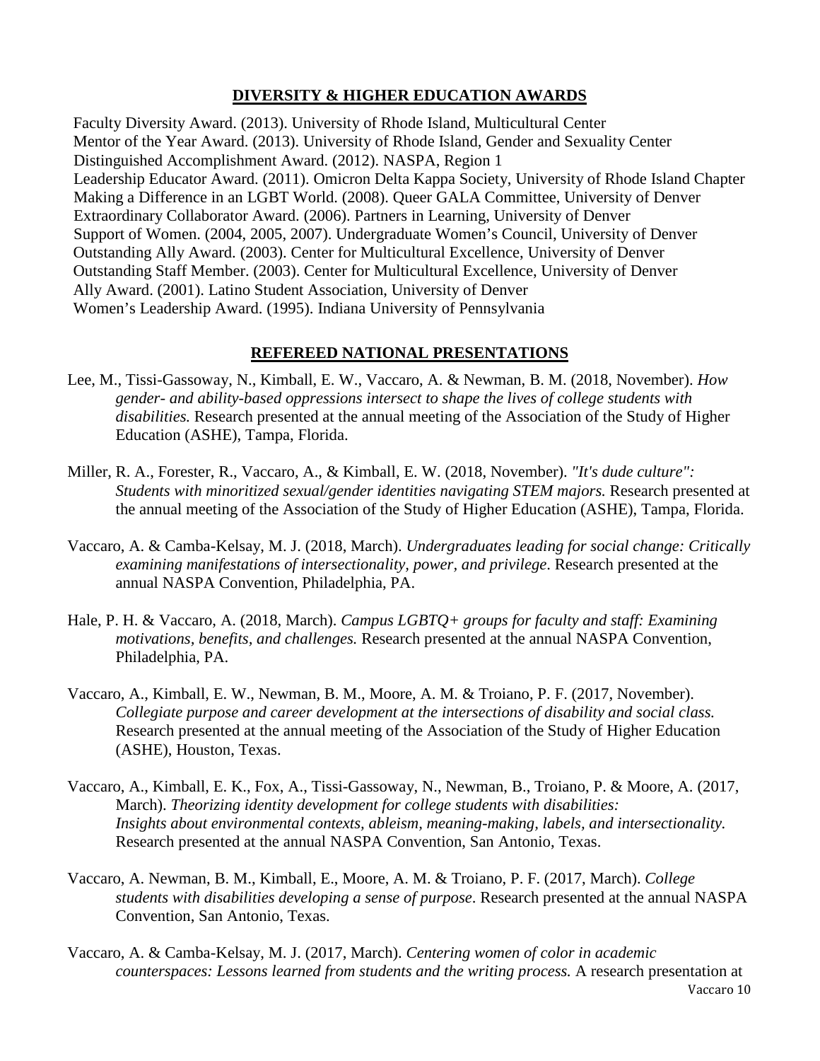## DIVERSITY & HIGHER EDUCATION AWARDS

Faculty Diversity Award. (2013). University of Rhode Island, Multicultural Center
Mentor of the Year Award. (2013). University of Rhode Island, Gender and Sexuality Center
Distinguished Accomplishment Award. (2012). NASPA, Region 1
Leadership Educator Award. (2011). Omicron Delta Kappa Society, University of Rhode Island Chapter
Making a Difference in an LGBT World. (2008). Queer GALA Committee, University of Denver
Extraordinary Collaborator Award. (2006). Partners in Learning, University of Denver
Support of Women. (2004, 2005, 2007). Undergraduate Women's Council, University of Denver
Outstanding Ally Award. (2003). Center for Multicultural Excellence, University of Denver
Outstanding Staff Member. (2003). Center for Multicultural Excellence, University of Denver
Ally Award. (2001). Latino Student Association, University of Denver
Women's Leadership Award. (1995). Indiana University of Pennsylvania

## REFEREED NATIONAL PRESENTATIONS

Lee, M., Tissi-Gassoway, N., Kimball, E. W., Vaccaro, A. & Newman, B. M. (2018, November). *How gender- and ability-based oppressions intersect to shape the lives of college students with disabilities.* Research presented at the annual meeting of the Association of the Study of Higher Education (ASHE), Tampa, Florida.

Miller, R. A., Forester, R., Vaccaro, A., & Kimball, E. W. (2018, November). *"It's dude culture": Students with minoritized sexual/gender identities navigating STEM majors.* Research presented at the annual meeting of the Association of the Study of Higher Education (ASHE), Tampa, Florida.

Vaccaro, A. & Camba-Kelsay, M. J. (2018, March). *Undergraduates leading for social change: Critically examining manifestations of intersectionality, power, and privilege*. Research presented at the annual NASPA Convention, Philadelphia, PA.

Hale, P. H. & Vaccaro, A. (2018, March). *Campus LGBTQ+ groups for faculty and staff: Examining motivations, benefits, and challenges.* Research presented at the annual NASPA Convention, Philadelphia, PA.

Vaccaro, A., Kimball, E. W., Newman, B. M., Moore, A. M. & Troiano, P. F. (2017, November). *Collegiate purpose and career development at the intersections of disability and social class.* Research presented at the annual meeting of the Association of the Study of Higher Education (ASHE), Houston, Texas.

Vaccaro, A., Kimball, E. K., Fox, A., Tissi-Gassoway, N., Newman, B., Troiano, P. & Moore, A. (2017, March). *Theorizing identity development for college students with disabilities: Insights about environmental contexts, ableism, meaning-making, labels, and intersectionality.* Research presented at the annual NASPA Convention, San Antonio, Texas.

Vaccaro, A. Newman, B. M., Kimball, E., Moore, A. M. & Troiano, P. F. (2017, March). *College students with disabilities developing a sense of purpose*. Research presented at the annual NASPA Convention, San Antonio, Texas.

Vaccaro, A. & Camba-Kelsay, M. J. (2017, March). *Centering women of color in academic counterspaces: Lessons learned from students and the writing process.* A research presentation at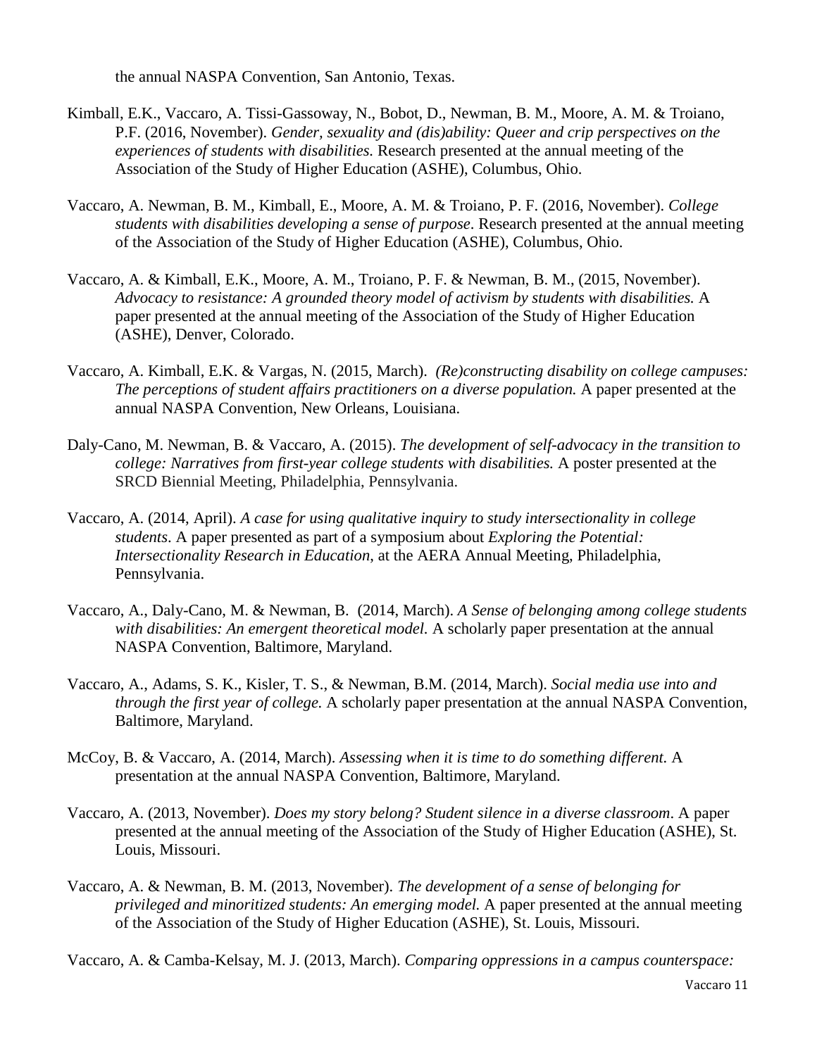the annual NASPA Convention, San Antonio, Texas.

Kimball, E.K., Vaccaro, A. Tissi-Gassoway, N., Bobot, D., Newman, B. M., Moore, A. M. & Troiano, P.F. (2016, November). *Gender, sexuality and (dis)ability: Queer and crip perspectives on the experiences of students with disabilities.* Research presented at the annual meeting of the Association of the Study of Higher Education (ASHE), Columbus, Ohio.

Vaccaro, A. Newman, B. M., Kimball, E., Moore, A. M. & Troiano, P. F. (2016, November). *College students with disabilities developing a sense of purpose*. Research presented at the annual meeting of the Association of the Study of Higher Education (ASHE), Columbus, Ohio.

Vaccaro, A. & Kimball, E.K., Moore, A. M., Troiano, P. F. & Newman, B. M., (2015, November). *Advocacy to resistance: A grounded theory model of activism by students with disabilities.* A paper presented at the annual meeting of the Association of the Study of Higher Education (ASHE), Denver, Colorado.

Vaccaro, A. Kimball, E.K. & Vargas, N. (2015, March). *(Re)constructing disability on college campuses: The perceptions of student affairs practitioners on a diverse population.* A paper presented at the annual NASPA Convention, New Orleans, Louisiana.

Daly-Cano, M. Newman, B. & Vaccaro, A. (2015). *The development of self-advocacy in the transition to college: Narratives from first-year college students with disabilities.* A poster presented at the SRCD Biennial Meeting, Philadelphia, Pennsylvania.

Vaccaro, A. (2014, April). *A case for using qualitative inquiry to study intersectionality in college students*. A paper presented as part of a symposium about *Exploring the Potential: Intersectionality Research in Education*, at the AERA Annual Meeting, Philadelphia, Pennsylvania.

Vaccaro, A., Daly-Cano, M. & Newman, B. (2014, March). *A Sense of belonging among college students with disabilities: An emergent theoretical model.* A scholarly paper presentation at the annual NASPA Convention, Baltimore, Maryland.

Vaccaro, A., Adams, S. K., Kisler, T. S., & Newman, B.M. (2014, March). *Social media use into and through the first year of college.* A scholarly paper presentation at the annual NASPA Convention, Baltimore, Maryland.

McCoy, B. & Vaccaro, A. (2014, March). *Assessing when it is time to do something different.* A presentation at the annual NASPA Convention, Baltimore, Maryland.

Vaccaro, A. (2013, November). *Does my story belong? Student silence in a diverse classroom*. A paper presented at the annual meeting of the Association of the Study of Higher Education (ASHE), St. Louis, Missouri.

Vaccaro, A. & Newman, B. M. (2013, November). *The development of a sense of belonging for privileged and minoritized students: An emerging model.* A paper presented at the annual meeting of the Association of the Study of Higher Education (ASHE), St. Louis, Missouri.

Vaccaro, A. & Camba-Kelsay, M. J. (2013, March). *Comparing oppressions in a campus counterspace:*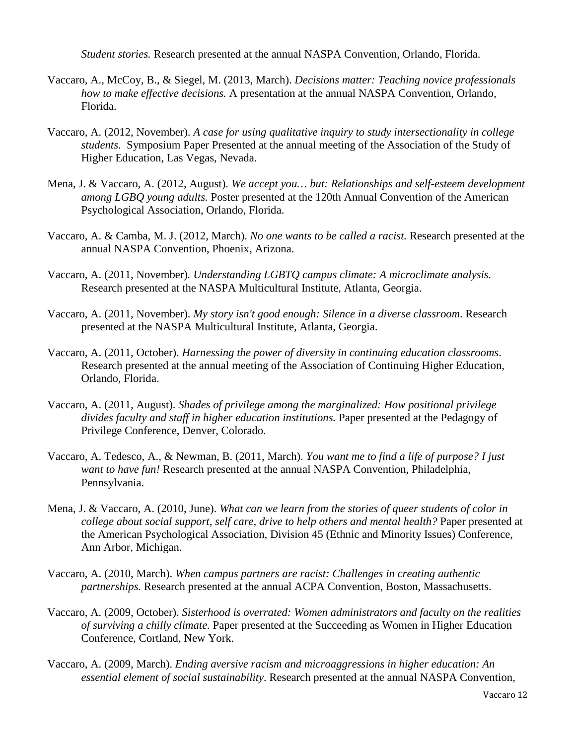*Student stories.* Research presented at the annual NASPA Convention, Orlando, Florida.

Vaccaro, A., McCoy, B., & Siegel, M. (2013, March). *Decisions matter: Teaching novice professionals how to make effective decisions.* A presentation at the annual NASPA Convention, Orlando, Florida.

Vaccaro, A. (2012, November). *A case for using qualitative inquiry to study intersectionality in college students*. Symposium Paper Presented at the annual meeting of the Association of the Study of Higher Education, Las Vegas, Nevada.

Mena, J. & Vaccaro, A. (2012, August). *We accept you… but: Relationships and self-esteem development among LGBQ young adults.* Poster presented at the 120th Annual Convention of the American Psychological Association, Orlando, Florida.

Vaccaro, A. & Camba, M. J. (2012, March). *No one wants to be called a racist.* Research presented at the annual NASPA Convention, Phoenix, Arizona.

Vaccaro, A. (2011, November)*. Understanding LGBTQ campus climate: A microclimate analysis.* Research presented at the NASPA Multicultural Institute, Atlanta, Georgia.

Vaccaro, A. (2011, November). *My story isn't good enough: Silence in a diverse classroom*. Research presented at the NASPA Multicultural Institute, Atlanta, Georgia.

Vaccaro, A. (2011, October). *Harnessing the power of diversity in continuing education classrooms*. Research presented at the annual meeting of the Association of Continuing Higher Education, Orlando, Florida.

Vaccaro, A. (2011, August). *Shades of privilege among the marginalized: How positional privilege divides faculty and staff in higher education institutions.* Paper presented at the Pedagogy of Privilege Conference, Denver, Colorado.

Vaccaro, A. Tedesco, A., & Newman, B. (2011, March). *You want me to find a life of purpose? I just want to have fun!* Research presented at the annual NASPA Convention, Philadelphia, Pennsylvania.

Mena, J. & Vaccaro, A. (2010, June). *What can we learn from the stories of queer students of color in college about social support, self care, drive to help others and mental health?* Paper presented at the American Psychological Association, Division 45 (Ethnic and Minority Issues) Conference, Ann Arbor, Michigan.

Vaccaro, A. (2010, March). *When campus partners are racist: Challenges in creating authentic partnerships.* Research presented at the annual ACPA Convention, Boston, Massachusetts.

Vaccaro, A. (2009, October). *Sisterhood is overrated: Women administrators and faculty on the realities of surviving a chilly climate.* Paper presented at the Succeeding as Women in Higher Education Conference, Cortland, New York.

Vaccaro, A. (2009, March). *Ending aversive racism and microaggressions in higher education: An essential element of social sustainability*. Research presented at the annual NASPA Convention,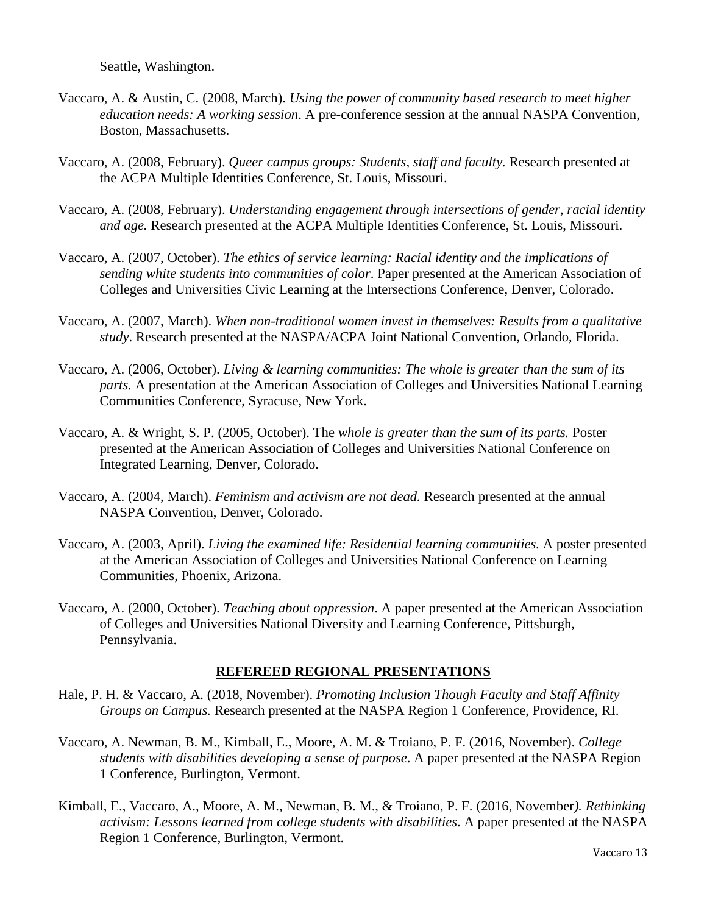Seattle, Washington.

Vaccaro, A. & Austin, C. (2008, March). *Using the power of community based research to meet higher education needs: A working session*. A pre-conference session at the annual NASPA Convention, Boston, Massachusetts.

Vaccaro, A. (2008, February). *Queer campus groups: Students, staff and faculty.* Research presented at the ACPA Multiple Identities Conference, St. Louis, Missouri.

Vaccaro, A. (2008, February). *Understanding engagement through intersections of gender, racial identity and age.* Research presented at the ACPA Multiple Identities Conference, St. Louis, Missouri.

Vaccaro, A. (2007, October). *The ethics of service learning: Racial identity and the implications of sending white students into communities of color*. Paper presented at the American Association of Colleges and Universities Civic Learning at the Intersections Conference, Denver, Colorado.

Vaccaro, A. (2007, March). *When non-traditional women invest in themselves: Results from a qualitative study*. Research presented at the NASPA/ACPA Joint National Convention, Orlando, Florida.

Vaccaro, A. (2006, October). *Living & learning communities: The whole is greater than the sum of its parts.* A presentation at the American Association of Colleges and Universities National Learning Communities Conference, Syracuse, New York.

Vaccaro, A. & Wright, S. P. (2005, October). The *whole is greater than the sum of its parts.* Poster presented at the American Association of Colleges and Universities National Conference on Integrated Learning, Denver, Colorado.

Vaccaro, A. (2004, March). *Feminism and activism are not dead.* Research presented at the annual NASPA Convention, Denver, Colorado.

Vaccaro, A. (2003, April). *Living the examined life: Residential learning communities.* A poster presented at the American Association of Colleges and Universities National Conference on Learning Communities, Phoenix, Arizona.

Vaccaro, A. (2000, October). *Teaching about oppression*. A paper presented at the American Association of Colleges and Universities National Diversity and Learning Conference, Pittsburgh, Pennsylvania.

## REFEREED REGIONAL PRESENTATIONS

Hale, P. H. & Vaccaro, A. (2018, November). *Promoting Inclusion Though Faculty and Staff Affinity Groups on Campus.* Research presented at the NASPA Region 1 Conference, Providence, RI.

Vaccaro, A. Newman, B. M., Kimball, E., Moore, A. M. & Troiano, P. F. (2016, November). *College students with disabilities developing a sense of purpose*. A paper presented at the NASPA Region 1 Conference, Burlington, Vermont.

Kimball, E., Vaccaro, A., Moore, A. M., Newman, B. M., & Troiano, P. F. (2016, November*). Rethinking activism: Lessons learned from college students with disabilities*. A paper presented at the NASPA Region 1 Conference, Burlington, Vermont.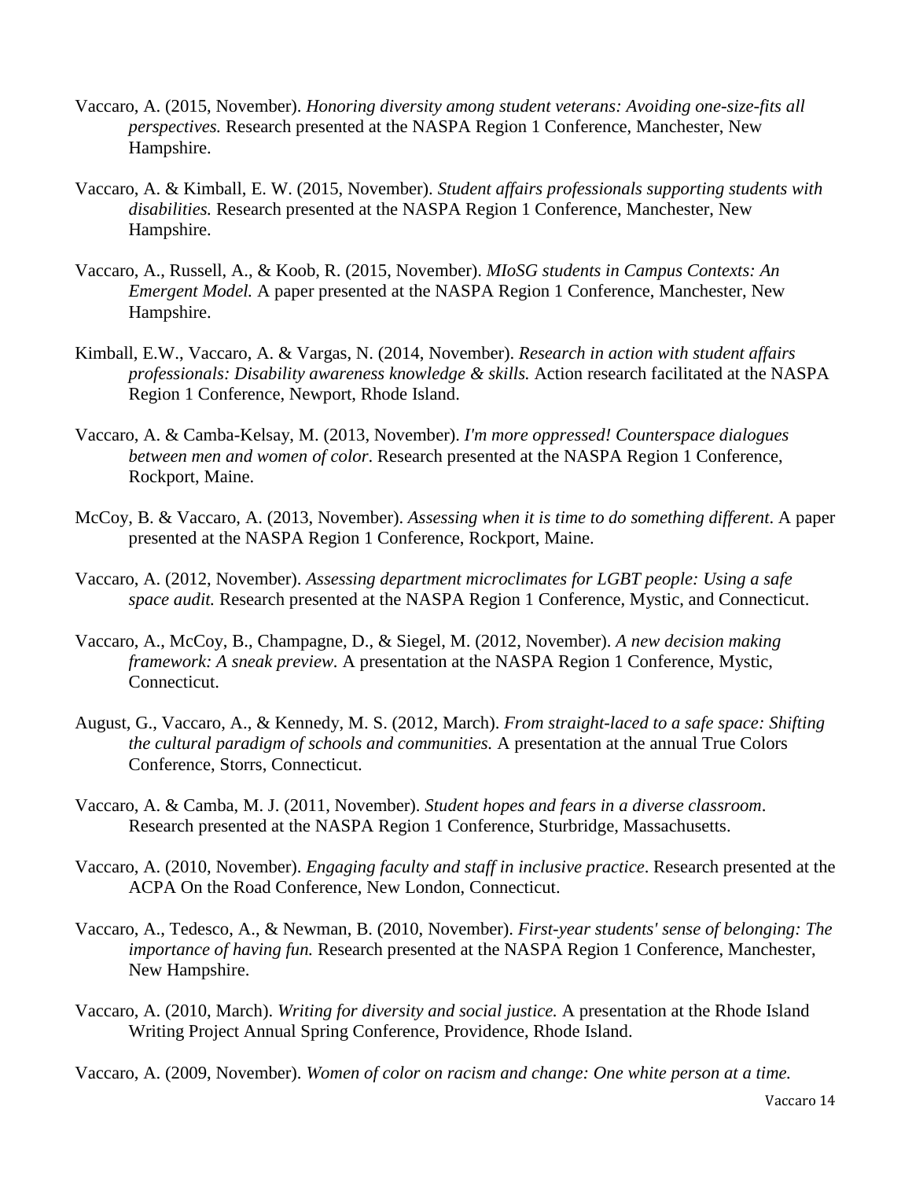Vaccaro, A. (2015, November). *Honoring diversity among student veterans: Avoiding one-size-fits all perspectives.* Research presented at the NASPA Region 1 Conference, Manchester, New Hampshire.

Vaccaro, A. & Kimball, E. W. (2015, November). *Student affairs professionals supporting students with disabilities.* Research presented at the NASPA Region 1 Conference, Manchester, New Hampshire.

Vaccaro, A., Russell, A., & Koob, R. (2015, November). *MIoSG students in Campus Contexts: An Emergent Model.* A paper presented at the NASPA Region 1 Conference, Manchester, New Hampshire.

Kimball, E.W., Vaccaro, A. & Vargas, N. (2014, November). *Research in action with student affairs professionals: Disability awareness knowledge & skills.* Action research facilitated at the NASPA Region 1 Conference, Newport, Rhode Island.

Vaccaro, A. & Camba-Kelsay, M. (2013, November). *I'm more oppressed! Counterspace dialogues between men and women of color*. Research presented at the NASPA Region 1 Conference, Rockport, Maine.

McCoy, B. & Vaccaro, A. (2013, November). *Assessing when it is time to do something different*. A paper presented at the NASPA Region 1 Conference, Rockport, Maine.

Vaccaro, A. (2012, November). *Assessing department microclimates for LGBT people: Using a safe space audit.* Research presented at the NASPA Region 1 Conference, Mystic, and Connecticut.

Vaccaro, A., McCoy, B., Champagne, D., & Siegel, M. (2012, November). *A new decision making framework: A sneak preview.* A presentation at the NASPA Region 1 Conference, Mystic, Connecticut.

August, G., Vaccaro, A., & Kennedy, M. S. (2012, March). *From straight-laced to a safe space: Shifting the cultural paradigm of schools and communities.* A presentation at the annual True Colors Conference, Storrs, Connecticut.

Vaccaro, A. & Camba, M. J. (2011, November). *Student hopes and fears in a diverse classroom*. Research presented at the NASPA Region 1 Conference, Sturbridge, Massachusetts.

Vaccaro, A. (2010, November). *Engaging faculty and staff in inclusive practice*. Research presented at the ACPA On the Road Conference, New London, Connecticut.

Vaccaro, A., Tedesco, A., & Newman, B. (2010, November). *First-year students' sense of belonging: The importance of having fun.* Research presented at the NASPA Region 1 Conference, Manchester, New Hampshire.

Vaccaro, A. (2010, March). *Writing for diversity and social justice.* A presentation at the Rhode Island Writing Project Annual Spring Conference, Providence, Rhode Island.

Vaccaro, A. (2009, November). *Women of color on racism and change: One white person at a time.*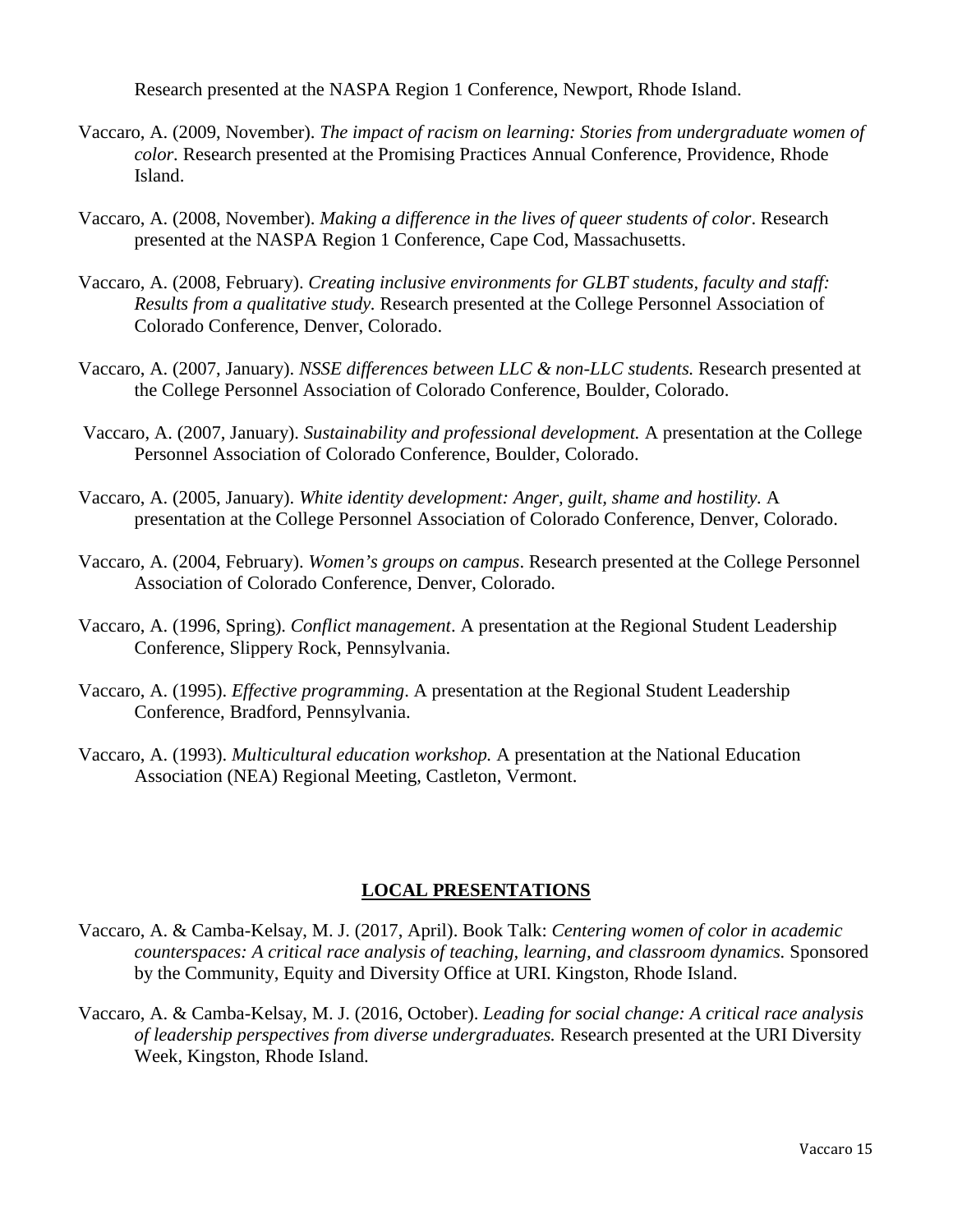Research presented at the NASPA Region 1 Conference, Newport, Rhode Island.

Vaccaro, A. (2009, November). *The impact of racism on learning: Stories from undergraduate women of color.* Research presented at the Promising Practices Annual Conference, Providence, Rhode Island.

Vaccaro, A. (2008, November). *Making a difference in the lives of queer students of color*. Research presented at the NASPA Region 1 Conference, Cape Cod, Massachusetts.

Vaccaro, A. (2008, February). *Creating inclusive environments for GLBT students, faculty and staff: Results from a qualitative study.* Research presented at the College Personnel Association of Colorado Conference, Denver, Colorado.

Vaccaro, A. (2007, January). *NSSE differences between LLC & non-LLC students.* Research presented at the College Personnel Association of Colorado Conference, Boulder, Colorado.

Vaccaro, A. (2007, January). *Sustainability and professional development.* A presentation at the College Personnel Association of Colorado Conference, Boulder, Colorado.

Vaccaro, A. (2005, January). *White identity development: Anger, guilt, shame and hostility.* A presentation at the College Personnel Association of Colorado Conference, Denver, Colorado.

Vaccaro, A. (2004, February). *Women's groups on campus*. Research presented at the College Personnel Association of Colorado Conference, Denver, Colorado.

Vaccaro, A. (1996, Spring). *Conflict management*. A presentation at the Regional Student Leadership Conference, Slippery Rock, Pennsylvania.

Vaccaro, A. (1995). *Effective programming*. A presentation at the Regional Student Leadership Conference, Bradford, Pennsylvania.

Vaccaro, A. (1993). *Multicultural education workshop.* A presentation at the National Education Association (NEA) Regional Meeting, Castleton, Vermont.

## LOCAL PRESENTATIONS

Vaccaro, A. & Camba-Kelsay, M. J. (2017, April). Book Talk: *Centering women of color in academic counterspaces: A critical race analysis of teaching, learning, and classroom dynamics.* Sponsored by the Community, Equity and Diversity Office at URI. Kingston, Rhode Island.

Vaccaro, A. & Camba-Kelsay, M. J. (2016, October). *Leading for social change: A critical race analysis of leadership perspectives from diverse undergraduates.* Research presented at the URI Diversity Week, Kingston, Rhode Island.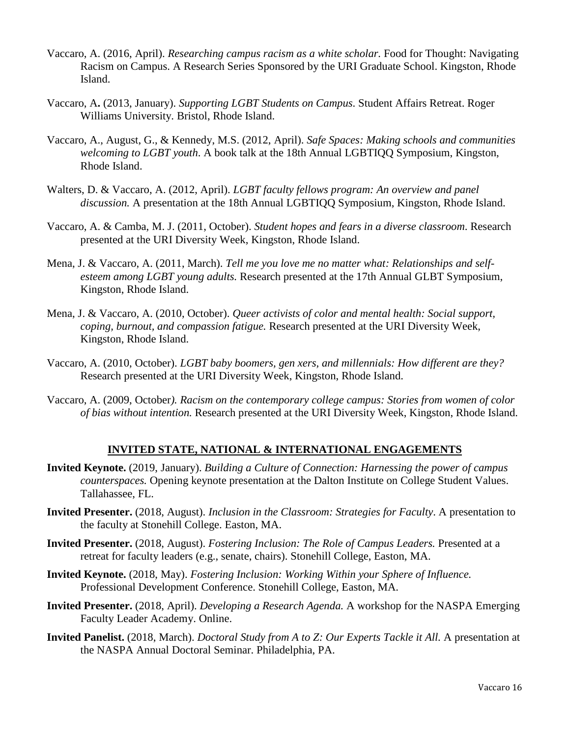Vaccaro, A. (2016, April). *Researching campus racism as a white scholar.* Food for Thought: Navigating Racism on Campus. A Research Series Sponsored by the URI Graduate School. Kingston, Rhode Island.

Vaccaro, A**.** (2013, January). *Supporting LGBT Students on Campus*. Student Affairs Retreat. Roger Williams University. Bristol, Rhode Island.

Vaccaro, A., August, G., & Kennedy, M.S. (2012, April). *Safe Spaces: Making schools and communities welcoming to LGBT youth*. A book talk at the 18th Annual LGBTIQQ Symposium, Kingston, Rhode Island.

Walters, D. & Vaccaro, A. (2012, April). *LGBT faculty fellows program: An overview and panel discussion.* A presentation at the 18th Annual LGBTIQQ Symposium, Kingston, Rhode Island.

Vaccaro, A. & Camba, M. J. (2011, October). *Student hopes and fears in a diverse classroom*. Research presented at the URI Diversity Week, Kingston, Rhode Island.

Mena, J. & Vaccaro, A. (2011, March). *Tell me you love me no matter what: Relationships and self-esteem among LGBT young adults.* Research presented at the 17th Annual GLBT Symposium, Kingston, Rhode Island.

Mena, J. & Vaccaro, A. (2010, October). *Queer activists of color and mental health: Social support, coping, burnout, and compassion fatigue.* Research presented at the URI Diversity Week, Kingston, Rhode Island.

Vaccaro, A. (2010, October). *LGBT baby boomers, gen xers, and millennials: How different are they?* Research presented at the URI Diversity Week, Kingston, Rhode Island.

Vaccaro, A. (2009, October*). Racism on the contemporary college campus: Stories from women of color of bias without intention.* Research presented at the URI Diversity Week, Kingston, Rhode Island.

## INVITED STATE, NATIONAL & INTERNATIONAL ENGAGEMENTS

**Invited Keynote.** (2019, January). *Building a Culture of Connection: Harnessing the power of campus counterspaces.* Opening keynote presentation at the Dalton Institute on College Student Values. Tallahassee, FL.

**Invited Presenter.** (2018, August). *Inclusion in the Classroom: Strategies for Faculty*. A presentation to the faculty at Stonehill College. Easton, MA.

**Invited Presenter.** (2018, August). *Fostering Inclusion: The Role of Campus Leaders.* Presented at a retreat for faculty leaders (e.g., senate, chairs). Stonehill College, Easton, MA.

**Invited Keynote.** (2018, May). *Fostering Inclusion: Working Within your Sphere of Influence.* Professional Development Conference. Stonehill College, Easton, MA.

**Invited Presenter.** (2018, April). *Developing a Research Agenda.* A workshop for the NASPA Emerging Faculty Leader Academy. Online.

**Invited Panelist.** (2018, March). *Doctoral Study from A to Z: Our Experts Tackle it All.* A presentation at the NASPA Annual Doctoral Seminar. Philadelphia, PA.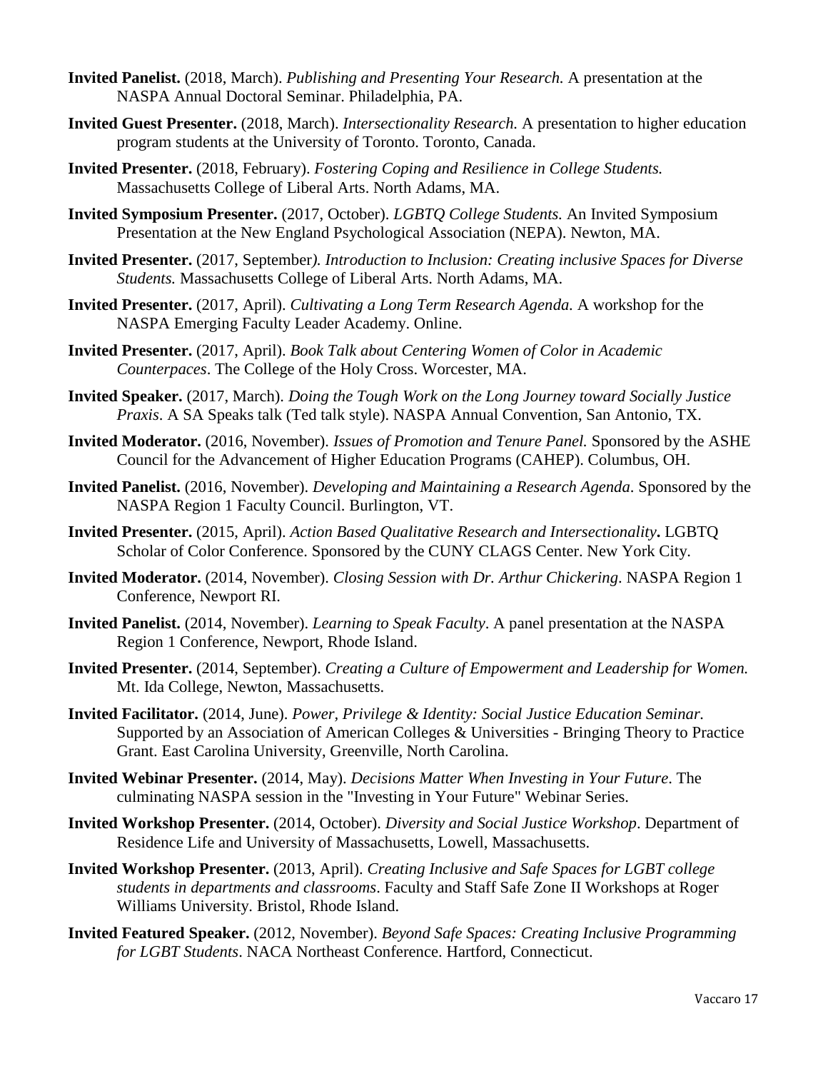**Invited Panelist.** (2018, March). *Publishing and Presenting Your Research.* A presentation at the NASPA Annual Doctoral Seminar. Philadelphia, PA.

**Invited Guest Presenter.** (2018, March). *Intersectionality Research.* A presentation to higher education program students at the University of Toronto. Toronto, Canada.

**Invited Presenter.** (2018, February). *Fostering Coping and Resilience in College Students.* Massachusetts College of Liberal Arts. North Adams, MA.

**Invited Symposium Presenter.** (2017, October). *LGBTQ College Students.* An Invited Symposium Presentation at the New England Psychological Association (NEPA). Newton, MA.

**Invited Presenter.** (2017, September*). Introduction to Inclusion: Creating inclusive Spaces for Diverse Students.* Massachusetts College of Liberal Arts. North Adams, MA.

**Invited Presenter.** (2017, April). *Cultivating a Long Term Research Agenda.* A workshop for the NASPA Emerging Faculty Leader Academy. Online.

**Invited Presenter.** (2017, April). *Book Talk about Centering Women of Color in Academic Counterpaces*. The College of the Holy Cross. Worcester, MA.

**Invited Speaker.** (2017, March). *Doing the Tough Work on the Long Journey toward Socially Justice Praxis*. A SA Speaks talk (Ted talk style). NASPA Annual Convention, San Antonio, TX.

**Invited Moderator.** (2016, November). *Issues of Promotion and Tenure Panel.* Sponsored by the ASHE Council for the Advancement of Higher Education Programs (CAHEP). Columbus, OH.

**Invited Panelist.** (2016, November). *Developing and Maintaining a Research Agenda*. Sponsored by the NASPA Region 1 Faculty Council. Burlington, VT.

**Invited Presenter.** (2015, April). *Action Based Qualitative Research and Intersectionality***.** LGBTQ Scholar of Color Conference. Sponsored by the CUNY CLAGS Center. New York City.

**Invited Moderator.** (2014, November). *Closing Session with Dr. Arthur Chickering*. NASPA Region 1 Conference, Newport RI.

**Invited Panelist.** (2014, November). *Learning to Speak Faculty*. A panel presentation at the NASPA Region 1 Conference, Newport, Rhode Island.

**Invited Presenter.** (2014, September). *Creating a Culture of Empowerment and Leadership for Women.* Mt. Ida College, Newton, Massachusetts.

**Invited Facilitator.** (2014, June). *Power, Privilege & Identity: Social Justice Education Seminar.* Supported by an Association of American Colleges & Universities - Bringing Theory to Practice Grant. East Carolina University, Greenville, North Carolina.

**Invited Webinar Presenter.** (2014, May). *Decisions Matter When Investing in Your Future*. The culminating NASPA session in the "Investing in Your Future" Webinar Series.

**Invited Workshop Presenter.** (2014, October). *Diversity and Social Justice Workshop*. Department of Residence Life and University of Massachusetts, Lowell, Massachusetts.

**Invited Workshop Presenter.** (2013, April). *Creating Inclusive and Safe Spaces for LGBT college students in departments and classrooms*. Faculty and Staff Safe Zone II Workshops at Roger Williams University. Bristol, Rhode Island.

**Invited Featured Speaker.** (2012, November). *Beyond Safe Spaces: Creating Inclusive Programming for LGBT Students*. NACA Northeast Conference. Hartford, Connecticut.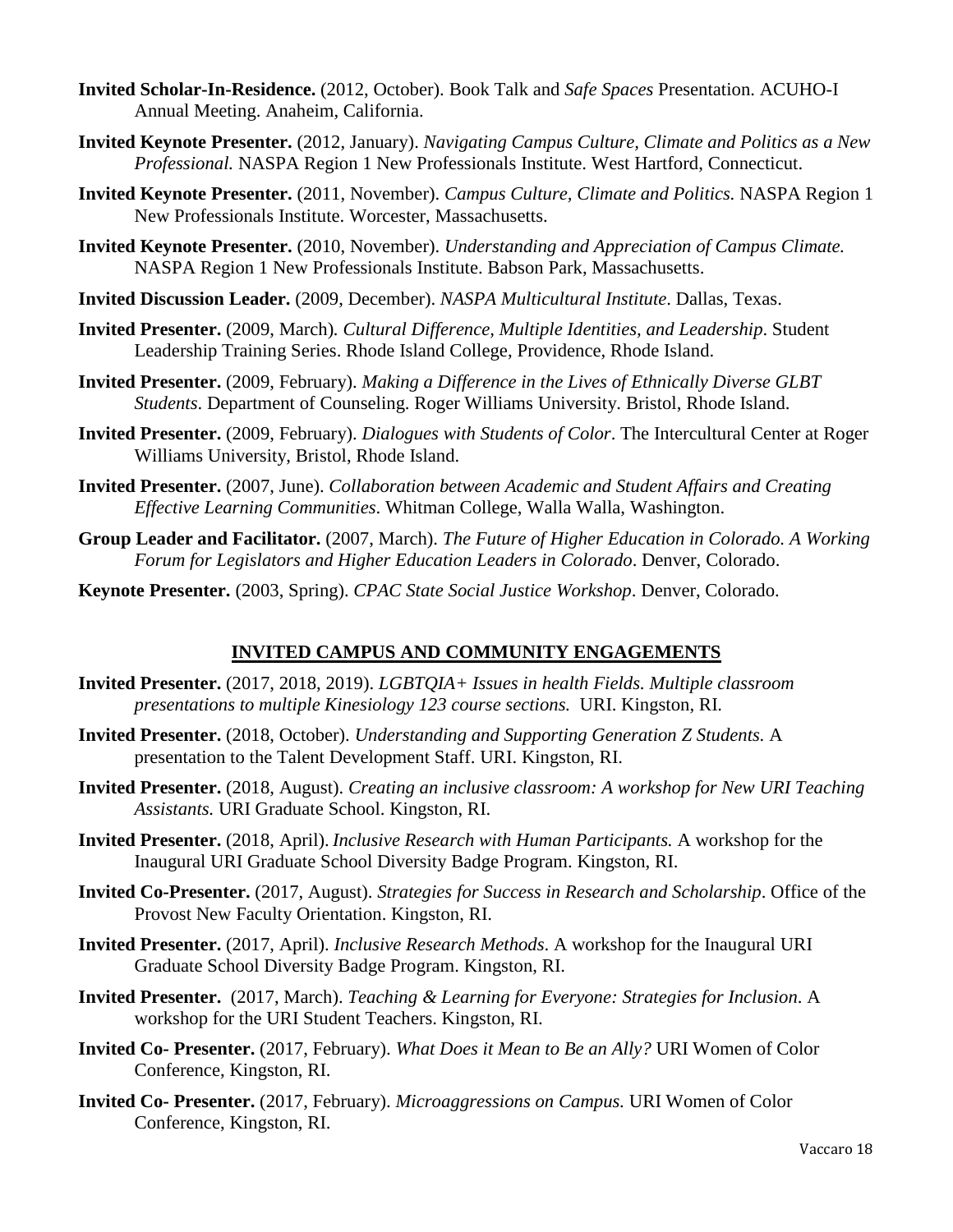**Invited Scholar-In-Residence.** (2012, October). Book Talk and *Safe Spaces* Presentation. ACUHO-I Annual Meeting. Anaheim, California.

**Invited Keynote Presenter.** (2012, January). *Navigating Campus Culture, Climate and Politics as a New Professional.* NASPA Region 1 New Professionals Institute. West Hartford, Connecticut.

**Invited Keynote Presenter.** (2011, November). *Campus Culture, Climate and Politics.* NASPA Region 1 New Professionals Institute. Worcester, Massachusetts.

**Invited Keynote Presenter.** (2010, November). *Understanding and Appreciation of Campus Climate.* NASPA Region 1 New Professionals Institute. Babson Park, Massachusetts.

**Invited Discussion Leader.** (2009, December). *NASPA Multicultural Institute*. Dallas, Texas.

**Invited Presenter.** (2009, March). *Cultural Difference, Multiple Identities, and Leadership*. Student Leadership Training Series. Rhode Island College, Providence, Rhode Island.

**Invited Presenter.** (2009, February). *Making a Difference in the Lives of Ethnically Diverse GLBT Students*. Department of Counseling. Roger Williams University. Bristol, Rhode Island.

**Invited Presenter.** (2009, February). *Dialogues with Students of Color*. The Intercultural Center at Roger Williams University, Bristol, Rhode Island.

**Invited Presenter.** (2007, June). *Collaboration between Academic and Student Affairs and Creating Effective Learning Communities*. Whitman College, Walla Walla, Washington.

**Group Leader and Facilitator.** (2007, March). *The Future of Higher Education in Colorado. A Working Forum for Legislators and Higher Education Leaders in Colorado*. Denver, Colorado.

**Keynote Presenter.** (2003, Spring). *CPAC State Social Justice Workshop*. Denver, Colorado.

## INVITED CAMPUS AND COMMUNITY ENGAGEMENTS

**Invited Presenter.** (2017, 2018, 2019). *LGBTQIA+ Issues in health Fields. Multiple classroom presentations to multiple Kinesiology 123 course sections.* URI. Kingston, RI.

**Invited Presenter.** (2018, October). *Understanding and Supporting Generation Z Students.* A presentation to the Talent Development Staff. URI. Kingston, RI.

**Invited Presenter.** (2018, August). *Creating an inclusive classroom: A workshop for New URI Teaching Assistants.* URI Graduate School. Kingston, RI.

**Invited Presenter.** (2018, April). *Inclusive Research with Human Participants.* A workshop for the Inaugural URI Graduate School Diversity Badge Program. Kingston, RI.

**Invited Co-Presenter.** (2017, August). *Strategies for Success in Research and Scholarship*. Office of the Provost New Faculty Orientation. Kingston, RI.

**Invited Presenter.** (2017, April). *Inclusive Research Methods*. A workshop for the Inaugural URI Graduate School Diversity Badge Program. Kingston, RI.

**Invited Presenter.** (2017, March). *Teaching & Learning for Everyone: Strategies for Inclusion*. A workshop for the URI Student Teachers. Kingston, RI.

**Invited Co- Presenter.** (2017, February). *What Does it Mean to Be an Ally?* URI Women of Color Conference, Kingston, RI.

**Invited Co- Presenter.** (2017, February). *Microaggressions on Campus.* URI Women of Color Conference, Kingston, RI.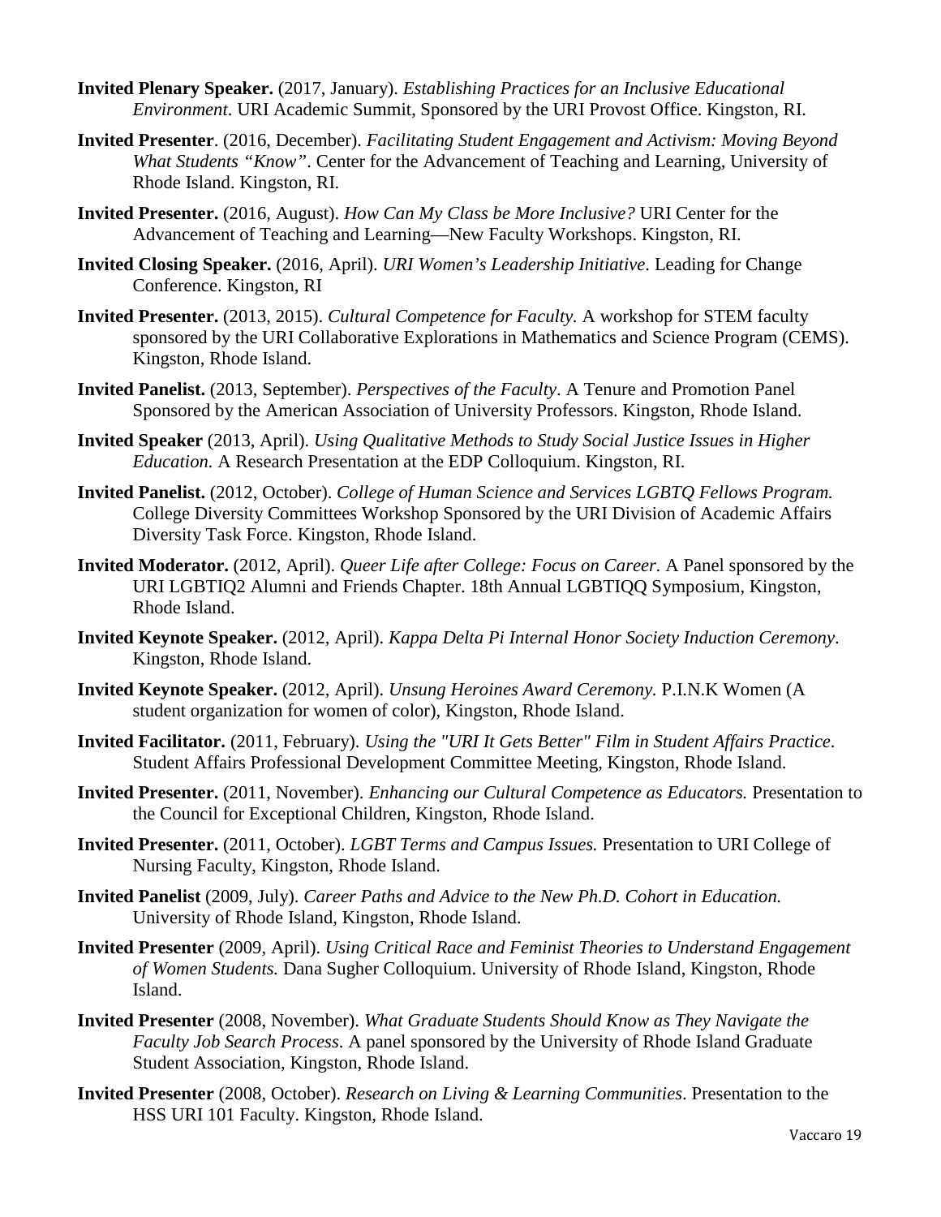**Invited Plenary Speaker.** (2017, January). *Establishing Practices for an Inclusive Educational Environment*. URI Academic Summit, Sponsored by the URI Provost Office. Kingston, RI.

**Invited Presenter**. (2016, December). *Facilitating Student Engagement and Activism: Moving Beyond What Students "Know"*. Center for the Advancement of Teaching and Learning, University of Rhode Island. Kingston, RI.

**Invited Presenter.** (2016, August). *How Can My Class be More Inclusive?* URI Center for the Advancement of Teaching and Learning—New Faculty Workshops. Kingston, RI.

**Invited Closing Speaker.** (2016, April). *URI Women's Leadership Initiative*. Leading for Change Conference. Kingston, RI

**Invited Presenter.** (2013, 2015). *Cultural Competence for Faculty.* A workshop for STEM faculty sponsored by the URI Collaborative Explorations in Mathematics and Science Program (CEMS). Kingston, Rhode Island.

**Invited Panelist.** (2013, September). *Perspectives of the Faculty*. A Tenure and Promotion Panel Sponsored by the American Association of University Professors. Kingston, Rhode Island.

**Invited Speaker** (2013, April). *Using Qualitative Methods to Study Social Justice Issues in Higher Education.* A Research Presentation at the EDP Colloquium. Kingston, RI.

**Invited Panelist.** (2012, October). *College of Human Science and Services LGBTQ Fellows Program.* College Diversity Committees Workshop Sponsored by the URI Division of Academic Affairs Diversity Task Force. Kingston, Rhode Island.

**Invited Moderator.** (2012, April). *Queer Life after College: Focus on Career.* A Panel sponsored by the URI LGBTIQ2 Alumni and Friends Chapter. 18th Annual LGBTIQQ Symposium, Kingston, Rhode Island.

**Invited Keynote Speaker.** (2012, April). *Kappa Delta Pi Internal Honor Society Induction Ceremony*. Kingston, Rhode Island.

**Invited Keynote Speaker.** (2012, April). *Unsung Heroines Award Ceremony.* P.I.N.K Women (A student organization for women of color), Kingston, Rhode Island.

**Invited Facilitator.** (2011, February). *Using the "URI It Gets Better" Film in Student Affairs Practice*. Student Affairs Professional Development Committee Meeting, Kingston, Rhode Island.

**Invited Presenter.** (2011, November). *Enhancing our Cultural Competence as Educators.* Presentation to the Council for Exceptional Children, Kingston, Rhode Island.

**Invited Presenter.** (2011, October). *LGBT Terms and Campus Issues.* Presentation to URI College of Nursing Faculty, Kingston, Rhode Island.

**Invited Panelist** (2009, July). *Career Paths and Advice to the New Ph.D. Cohort in Education.* University of Rhode Island, Kingston, Rhode Island.

**Invited Presenter** (2009, April). *Using Critical Race and Feminist Theories to Understand Engagement of Women Students.* Dana Sugher Colloquium. University of Rhode Island, Kingston, Rhode Island.

**Invited Presenter** (2008, November). *What Graduate Students Should Know as They Navigate the Faculty Job Search Process*. A panel sponsored by the University of Rhode Island Graduate Student Association, Kingston, Rhode Island.

**Invited Presenter** (2008, October). *Research on Living & Learning Communities*. Presentation to the HSS URI 101 Faculty. Kingston, Rhode Island.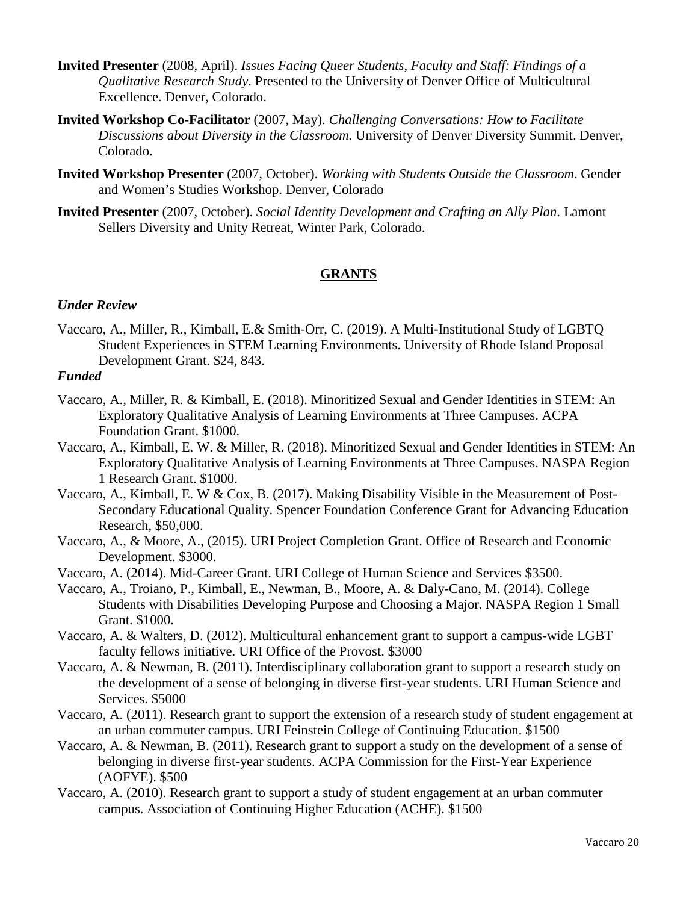**Invited Presenter** (2008, April). *Issues Facing Queer Students, Faculty and Staff: Findings of a Qualitative Research Study*. Presented to the University of Denver Office of Multicultural Excellence. Denver, Colorado.

**Invited Workshop Co-Facilitator** (2007, May). *Challenging Conversations: How to Facilitate Discussions about Diversity in the Classroom.* University of Denver Diversity Summit. Denver, Colorado.

**Invited Workshop Presenter** (2007, October). *Working with Students Outside the Classroom*. Gender and Women's Studies Workshop. Denver, Colorado

**Invited Presenter** (2007, October). *Social Identity Development and Crafting an Ally Plan.* Lamont Sellers Diversity and Unity Retreat, Winter Park, Colorado.

## GRANTS

### *Under Review*

Vaccaro, A., Miller, R., Kimball, E.& Smith-Orr, C. (2019). A Multi-Institutional Study of LGBTQ Student Experiences in STEM Learning Environments. University of Rhode Island Proposal Development Grant. $24, 843.

### *Funded*

Vaccaro, A., Miller, R. & Kimball, E. (2018). Minoritized Sexual and Gender Identities in STEM: An Exploratory Qualitative Analysis of Learning Environments at Three Campuses. ACPA Foundation Grant. $1000.

Vaccaro, A., Kimball, E. W. & Miller, R. (2018). Minoritized Sexual and Gender Identities in STEM: An Exploratory Qualitative Analysis of Learning Environments at Three Campuses. NASPA Region 1 Research Grant. $1000.

Vaccaro, A., Kimball, E. W & Cox, B. (2017). Making Disability Visible in the Measurement of Post-Secondary Educational Quality. Spencer Foundation Conference Grant for Advancing Education Research, $50,000.

Vaccaro, A., & Moore, A., (2015). URI Project Completion Grant. Office of Research and Economic Development. $3000.

Vaccaro, A. (2014). Mid-Career Grant. URI College of Human Science and Services $3500.

Vaccaro, A., Troiano, P., Kimball, E., Newman, B., Moore, A. & Daly-Cano, M. (2014). College Students with Disabilities Developing Purpose and Choosing a Major. NASPA Region 1 Small Grant. $1000.

Vaccaro, A. & Walters, D. (2012). Multicultural enhancement grant to support a campus-wide LGBT faculty fellows initiative. URI Office of the Provost. $3000

Vaccaro, A. & Newman, B. (2011). Interdisciplinary collaboration grant to support a research study on the development of a sense of belonging in diverse first-year students. URI Human Science and Services. $5000

Vaccaro, A. (2011). Research grant to support the extension of a research study of student engagement at an urban commuter campus. URI Feinstein College of Continuing Education. $1500

Vaccaro, A. & Newman, B. (2011). Research grant to support a study on the development of a sense of belonging in diverse first-year students. ACPA Commission for the First-Year Experience (AOFYE). $500

Vaccaro, A. (2010). Research grant to support a study of student engagement at an urban commuter campus. Association of Continuing Higher Education (ACHE). $1500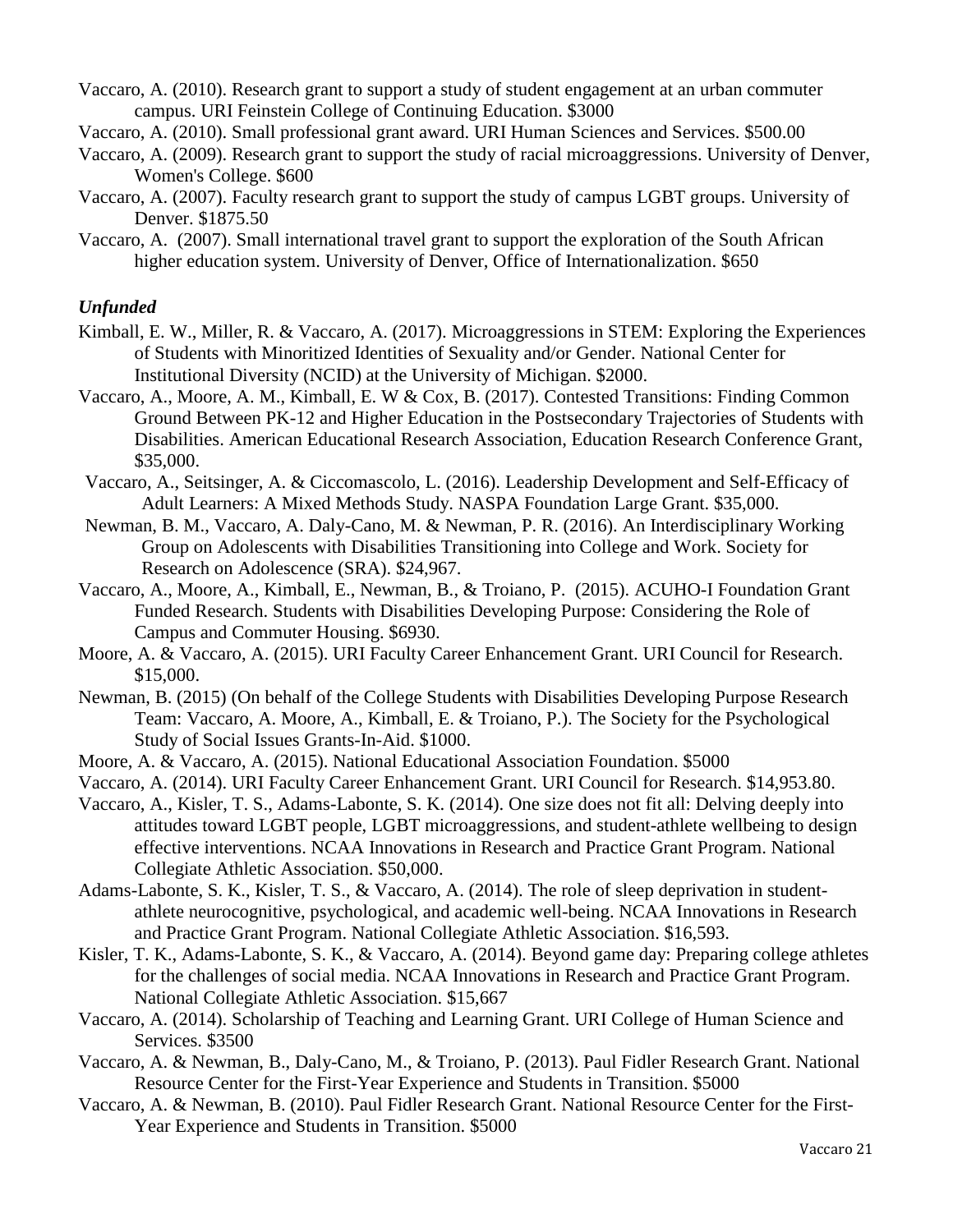Vaccaro, A. (2010). Research grant to support a study of student engagement at an urban commuter campus. URI Feinstein College of Continuing Education. $3000

Vaccaro, A. (2010). Small professional grant award. URI Human Sciences and Services. $500.00

Vaccaro, A. (2009). Research grant to support the study of racial microaggressions. University of Denver, Women's College. $600

Vaccaro, A. (2007). Faculty research grant to support the study of campus LGBT groups. University of Denver. $1875.50

Vaccaro, A. (2007). Small international travel grant to support the exploration of the South African higher education system. University of Denver, Office of Internationalization. $650

### *Unfunded*

Kimball, E. W., Miller, R. & Vaccaro, A. (2017). Microaggressions in STEM: Exploring the Experiences of Students with Minoritized Identities of Sexuality and/or Gender. National Center for Institutional Diversity (NCID) at the University of Michigan. $2000.

Vaccaro, A., Moore, A. M., Kimball, E. W & Cox, B. (2017). Contested Transitions: Finding Common Ground Between PK-12 and Higher Education in the Postsecondary Trajectories of Students with Disabilities. American Educational Research Association, Education Research Conference Grant, $35,000.

Vaccaro, A., Seitsinger, A. & Ciccomascolo, L. (2016). Leadership Development and Self-Efficacy of Adult Learners: A Mixed Methods Study. NASPA Foundation Large Grant. $35,000.

Newman, B. M., Vaccaro, A. Daly-Cano, M. & Newman, P. R. (2016). An Interdisciplinary Working Group on Adolescents with Disabilities Transitioning into College and Work. Society for Research on Adolescence (SRA). $24,967.

Vaccaro, A., Moore, A., Kimball, E., Newman, B., & Troiano, P. (2015). ACUHO-I Foundation Grant Funded Research. Students with Disabilities Developing Purpose: Considering the Role of Campus and Commuter Housing. $6930.

Moore, A. & Vaccaro, A. (2015). URI Faculty Career Enhancement Grant. URI Council for Research. $15,000.

Newman, B. (2015) (On behalf of the College Students with Disabilities Developing Purpose Research Team: Vaccaro, A. Moore, A., Kimball, E. & Troiano, P.). The Society for the Psychological Study of Social Issues Grants-In-Aid. $1000.

Moore, A. & Vaccaro, A. (2015). National Educational Association Foundation. $5000

Vaccaro, A. (2014). URI Faculty Career Enhancement Grant. URI Council for Research. $14,953.80.

Vaccaro, A., Kisler, T. S., Adams-Labonte, S. K. (2014). One size does not fit all: Delving deeply into attitudes toward LGBT people, LGBT microaggressions, and student-athlete wellbeing to design effective interventions. NCAA Innovations in Research and Practice Grant Program. National Collegiate Athletic Association. $50,000.

Adams-Labonte, S. K., Kisler, T. S., & Vaccaro, A. (2014). The role of sleep deprivation in student-athlete neurocognitive, psychological, and academic well-being. NCAA Innovations in Research and Practice Grant Program. National Collegiate Athletic Association. $16,593.

Kisler, T. K., Adams-Labonte, S. K., & Vaccaro, A. (2014). Beyond game day: Preparing college athletes for the challenges of social media. NCAA Innovations in Research and Practice Grant Program. National Collegiate Athletic Association. $15,667

Vaccaro, A. (2014). Scholarship of Teaching and Learning Grant. URI College of Human Science and Services. $3500

Vaccaro, A. & Newman, B., Daly-Cano, M., & Troiano, P. (2013). Paul Fidler Research Grant. National Resource Center for the First-Year Experience and Students in Transition. $5000

Vaccaro, A. & Newman, B. (2010). Paul Fidler Research Grant. National Resource Center for the First-Year Experience and Students in Transition. $5000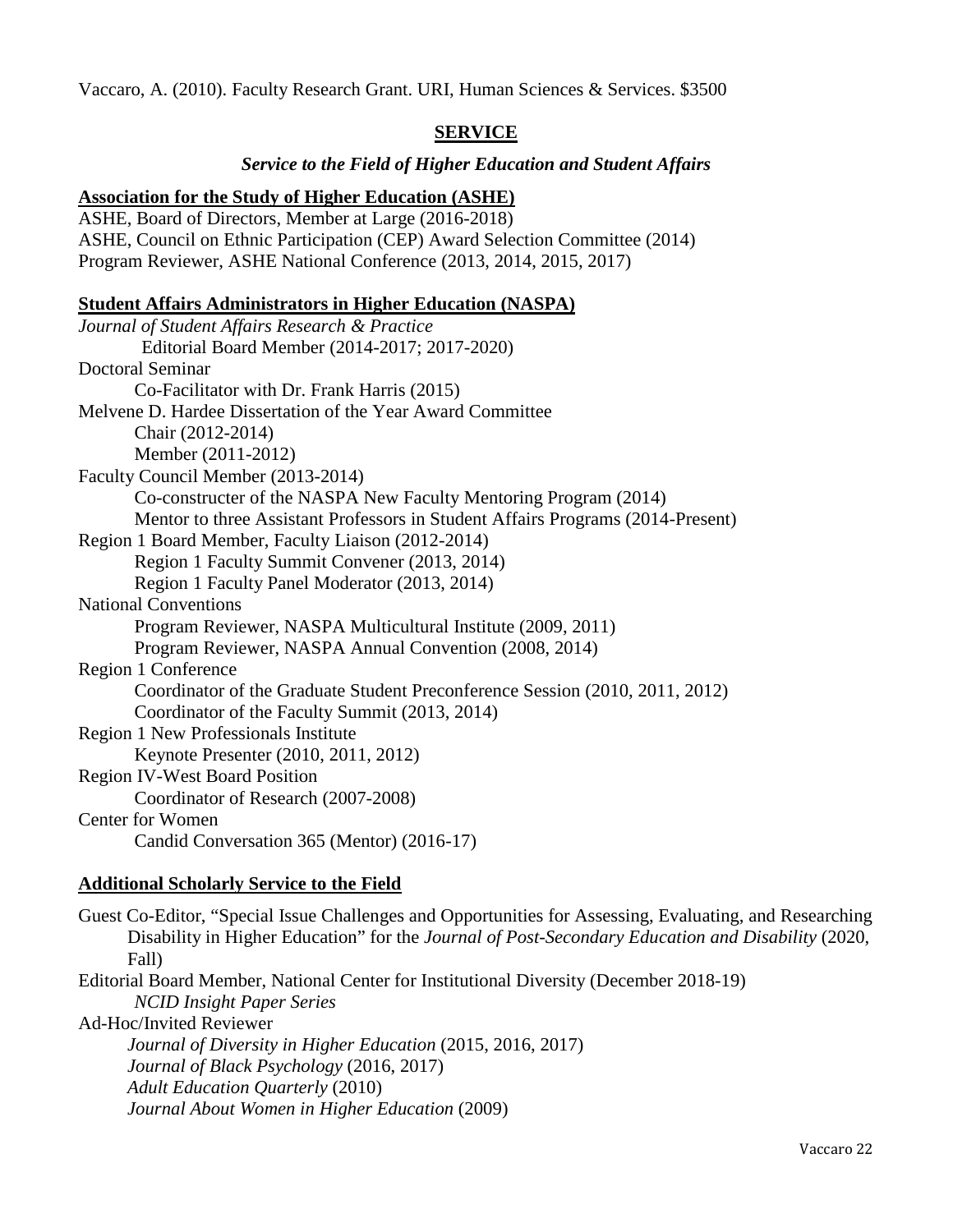Vaccaro, A. (2010). Faculty Research Grant. URI, Human Sciences & Services. $3500

## SERVICE

### *Service to the Field of Higher Education and Student Affairs*

**Association for the Study of Higher Education (ASHE)**

ASHE, Board of Directors, Member at Large (2016-2018)
ASHE, Council on Ethnic Participation (CEP) Award Selection Committee (2014)
Program Reviewer, ASHE National Conference (2013, 2014, 2015, 2017)

**Student Affairs Administrators in Higher Education (NASPA)**

*Journal of Student Affairs Research & Practice*
- Editorial Board Member (2014-2017; 2017-2020)

Doctoral Seminar
- Co-Facilitator with Dr. Frank Harris (2015)

Melvene D. Hardee Dissertation of the Year Award Committee
- Chair (2012-2014)
- Member (2011-2012)

Faculty Council Member (2013-2014)
- Co-constructer of the NASPA New Faculty Mentoring Program (2014)
- Mentor to three Assistant Professors in Student Affairs Programs (2014-Present)

Region 1 Board Member, Faculty Liaison (2012-2014)
- Region 1 Faculty Summit Convener (2013, 2014)
- Region 1 Faculty Panel Moderator (2013, 2014)

National Conventions
- Program Reviewer, NASPA Multicultural Institute (2009, 2011)
- Program Reviewer, NASPA Annual Convention (2008, 2014)

Region 1 Conference
- Coordinator of the Graduate Student Preconference Session (2010, 2011, 2012)
- Coordinator of the Faculty Summit (2013, 2014)

Region 1 New Professionals Institute
- Keynote Presenter (2010, 2011, 2012)

Region IV-West Board Position
- Coordinator of Research (2007-2008)

Center for Women
- Candid Conversation 365 (Mentor) (2016-17)

**Additional Scholarly Service to the Field**

Guest Co-Editor, "Special Issue Challenges and Opportunities for Assessing, Evaluating, and Researching Disability in Higher Education" for the *Journal of Post-Secondary Education and Disability* (2020, Fall)

Editorial Board Member, National Center for Institutional Diversity (December 2018-19)
- *NCID Insight Paper Series*

Ad-Hoc/Invited Reviewer
- *Journal of Diversity in Higher Education* (2015, 2016, 2017)
- *Journal of Black Psychology* (2016, 2017)
- *Adult Education Quarterly* (2010)
- *Journal About Women in Higher Education* (2009)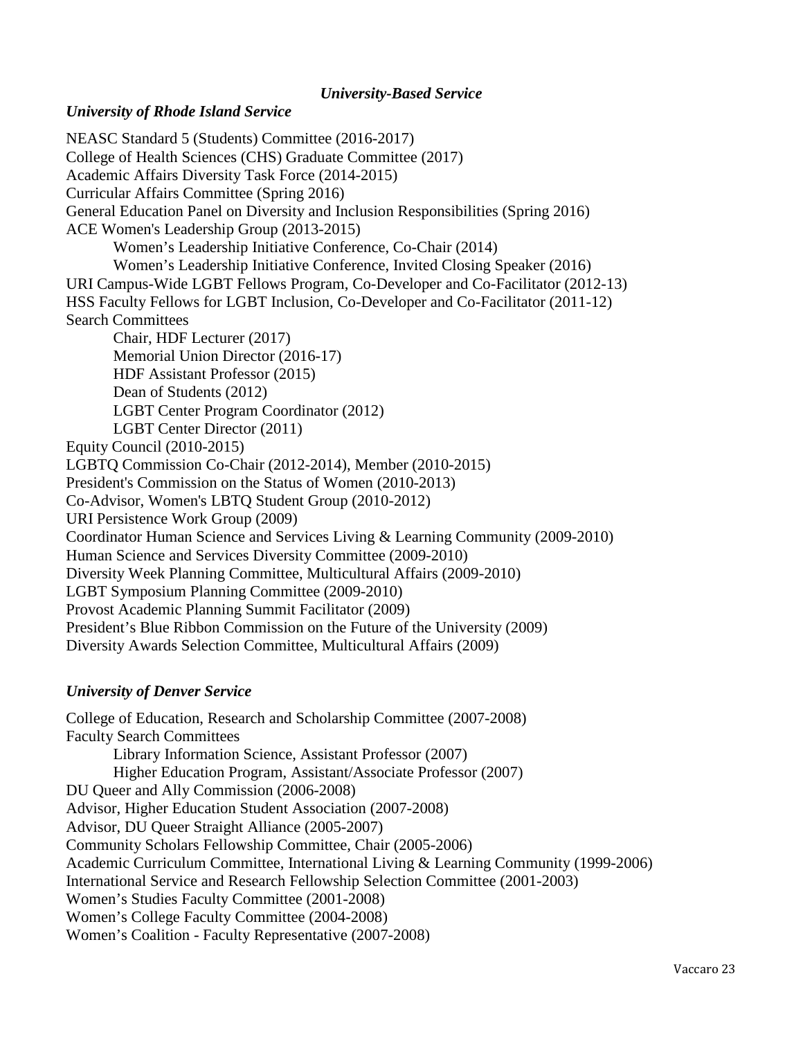### *University-Based Service*

### *University of Rhode Island Service*

NEASC Standard 5 (Students) Committee (2016-2017)
College of Health Sciences (CHS) Graduate Committee (2017)
Academic Affairs Diversity Task Force (2014-2015)
Curricular Affairs Committee (Spring 2016)
General Education Panel on Diversity and Inclusion Responsibilities (Spring 2016)
ACE Women's Leadership Group (2013-2015)

- Women's Leadership Initiative Conference, Co-Chair (2014)
- Women's Leadership Initiative Conference, Invited Closing Speaker (2016)

URI Campus-Wide LGBT Fellows Program, Co-Developer and Co-Facilitator (2012-13)
HSS Faculty Fellows for LGBT Inclusion, Co-Developer and Co-Facilitator (2011-12)
Search Committees

- Chair, HDF Lecturer (2017)
- Memorial Union Director (2016-17)
- HDF Assistant Professor (2015)
- Dean of Students (2012)
- LGBT Center Program Coordinator (2012)
- LGBT Center Director (2011)

Equity Council (2010-2015)
LGBTQ Commission Co-Chair (2012-2014), Member (2010-2015)
President's Commission on the Status of Women (2010-2013)
Co-Advisor, Women's LBTQ Student Group (2010-2012)
URI Persistence Work Group (2009)
Coordinator Human Science and Services Living & Learning Community (2009-2010)
Human Science and Services Diversity Committee (2009-2010)
Diversity Week Planning Committee, Multicultural Affairs (2009-2010)
LGBT Symposium Planning Committee (2009-2010)
Provost Academic Planning Summit Facilitator (2009)
President's Blue Ribbon Commission on the Future of the University (2009)
Diversity Awards Selection Committee, Multicultural Affairs (2009)

### *University of Denver Service*

College of Education, Research and Scholarship Committee (2007-2008)
Faculty Search Committees

- Library Information Science, Assistant Professor (2007)
- Higher Education Program, Assistant/Associate Professor (2007)

DU Queer and Ally Commission (2006-2008)
Advisor, Higher Education Student Association (2007-2008)
Advisor, DU Queer Straight Alliance (2005-2007)
Community Scholars Fellowship Committee, Chair (2005-2006)
Academic Curriculum Committee, International Living & Learning Community (1999-2006)
International Service and Research Fellowship Selection Committee (2001-2003)
Women's Studies Faculty Committee (2001-2008)
Women's College Faculty Committee (2004-2008)
Women's Coalition - Faculty Representative (2007-2008)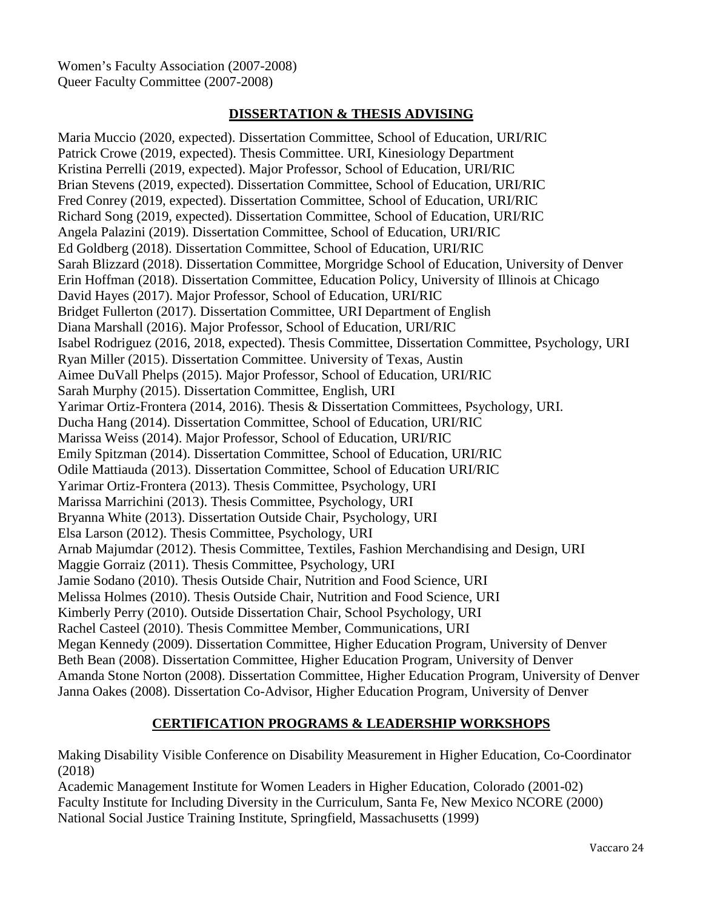Women's Faculty Association (2007-2008)
Queer Faculty Committee (2007-2008)

## DISSERTATION & THESIS ADVISING

Maria Muccio (2020, expected). Dissertation Committee, School of Education, URI/RIC
Patrick Crowe (2019, expected). Thesis Committee. URI, Kinesiology Department
Kristina Perrelli (2019, expected). Major Professor, School of Education, URI/RIC
Brian Stevens (2019, expected). Dissertation Committee, School of Education, URI/RIC
Fred Conrey (2019, expected). Dissertation Committee, School of Education, URI/RIC
Richard Song (2019, expected). Dissertation Committee, School of Education, URI/RIC
Angela Palazini (2019). Dissertation Committee, School of Education, URI/RIC
Ed Goldberg (2018). Dissertation Committee, School of Education, URI/RIC
Sarah Blizzard (2018). Dissertation Committee, Morgridge School of Education, University of Denver
Erin Hoffman (2018). Dissertation Committee, Education Policy, University of Illinois at Chicago
David Hayes (2017). Major Professor, School of Education, URI/RIC
Bridget Fullerton (2017). Dissertation Committee, URI Department of English
Diana Marshall (2016). Major Professor, School of Education, URI/RIC
Isabel Rodriguez (2016, 2018, expected). Thesis Committee, Dissertation Committee, Psychology, URI
Ryan Miller (2015). Dissertation Committee. University of Texas, Austin
Aimee DuVall Phelps (2015). Major Professor, School of Education, URI/RIC
Sarah Murphy (2015). Dissertation Committee, English, URI
Yarimar Ortiz-Frontera (2014, 2016). Thesis & Dissertation Committees, Psychology, URI.
Ducha Hang (2014). Dissertation Committee, School of Education, URI/RIC
Marissa Weiss (2014). Major Professor, School of Education, URI/RIC
Emily Spitzman (2014). Dissertation Committee, School of Education, URI/RIC
Odile Mattiauda (2013). Dissertation Committee, School of Education URI/RIC
Yarimar Ortiz-Frontera (2013). Thesis Committee, Psychology, URI
Marissa Marrichini (2013). Thesis Committee, Psychology, URI
Bryanna White (2013). Dissertation Outside Chair, Psychology, URI
Elsa Larson (2012). Thesis Committee, Psychology, URI
Arnab Majumdar (2012). Thesis Committee, Textiles, Fashion Merchandising and Design, URI
Maggie Gorraiz (2011). Thesis Committee, Psychology, URI
Jamie Sodano (2010). Thesis Outside Chair, Nutrition and Food Science, URI
Melissa Holmes (2010). Thesis Outside Chair, Nutrition and Food Science, URI
Kimberly Perry (2010). Outside Dissertation Chair, School Psychology, URI
Rachel Casteel (2010). Thesis Committee Member, Communications, URI
Megan Kennedy (2009). Dissertation Committee, Higher Education Program, University of Denver
Beth Bean (2008). Dissertation Committee, Higher Education Program, University of Denver
Amanda Stone Norton (2008). Dissertation Committee, Higher Education Program, University of Denver
Janna Oakes (2008). Dissertation Co-Advisor, Higher Education Program, University of Denver

## CERTIFICATION PROGRAMS & LEADERSHIP WORKSHOPS

Making Disability Visible Conference on Disability Measurement in Higher Education, Co-Coordinator (2018)
Academic Management Institute for Women Leaders in Higher Education, Colorado (2001-02)
Faculty Institute for Including Diversity in the Curriculum, Santa Fe, New Mexico NCORE (2000)
National Social Justice Training Institute, Springfield, Massachusetts (1999)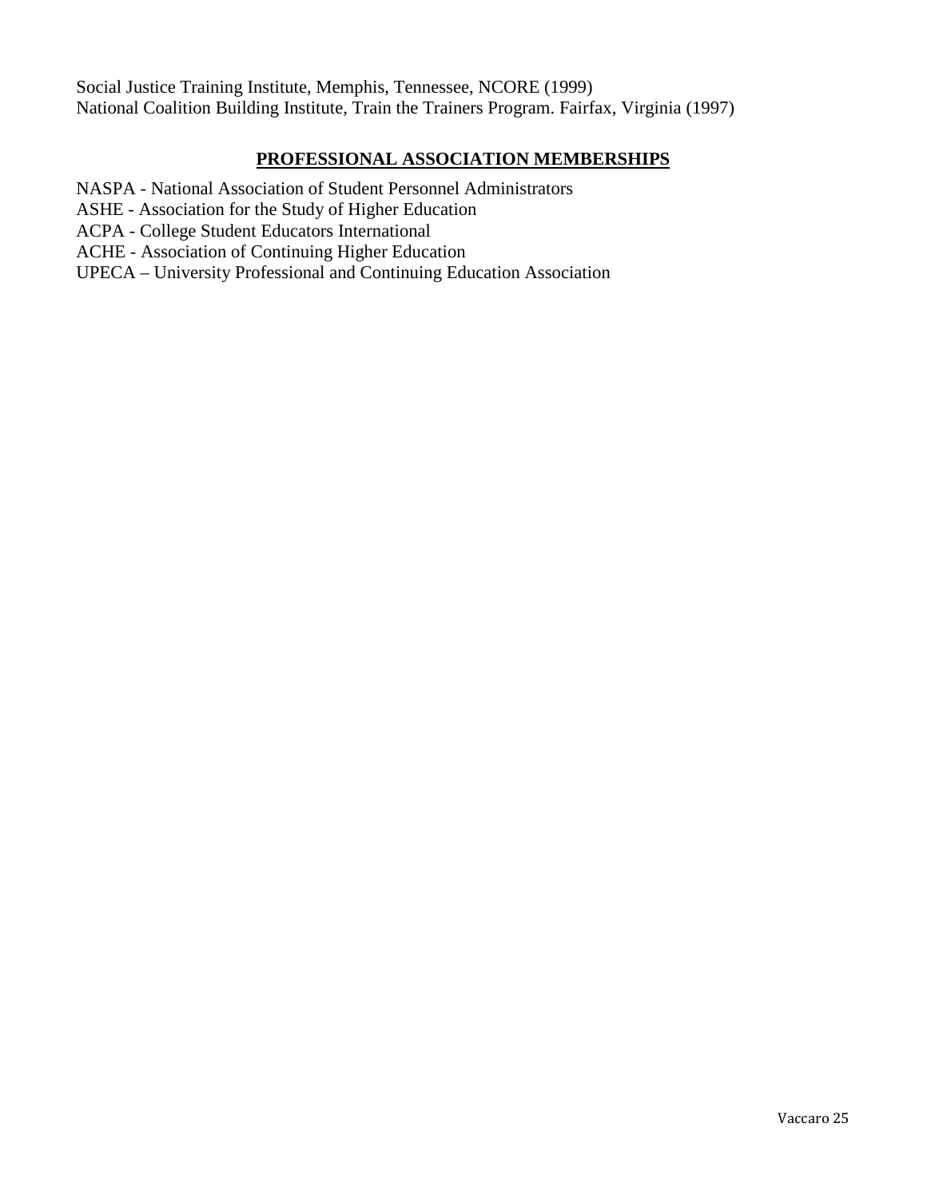Social Justice Training Institute, Memphis, Tennessee, NCORE (1999)
National Coalition Building Institute, Train the Trainers Program. Fairfax, Virginia (1997)

## PROFESSIONAL ASSOCIATION MEMBERSHIPS

NASPA - National Association of Student Personnel Administrators
ASHE - Association for the Study of Higher Education
ACPA - College Student Educators International
ACHE - Association of Continuing Higher Education
UPECA – University Professional and Continuing Education Association